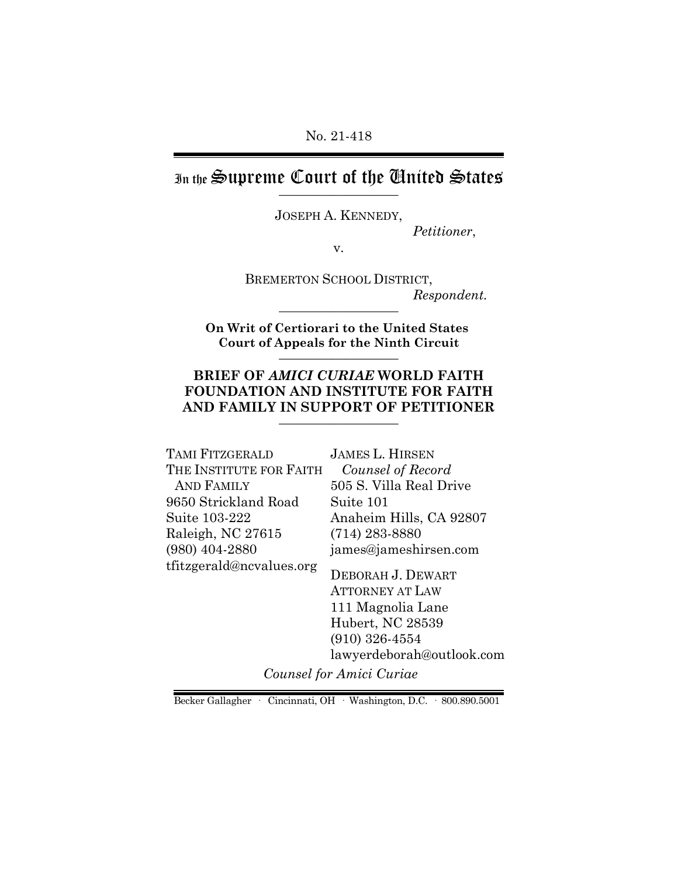No. 21-418

# In the Supreme Court of the United States

JOSEPH A. KENNEDY,

*Petitioner*,

v.

BREMERTON SCHOOL DISTRICT,

*Respondent.*

**On Writ of Certiorari to the United States Court of Appeals for the Ninth Circuit**

**BRIEF OF *AMICI CURIAE* WORLD FAITH FOUNDATION AND INSTITUTE FOR FAITH AND FAMILY IN SUPPORT OF PETITIONER**

TAMI FITZGERALD
THE INSTITUTE FOR FAITH AND FAMILY
9650 Strickland Road
Suite 103-222
Raleigh, NC 27615
(980) 404-2880
tfitzgerald@ncvalues.org

JAMES L. HIRSEN
*Counsel of Record*
505 S. Villa Real Drive
Suite 101
Anaheim Hills, CA 92807
(714) 283-8880
james@jameshirsen.com

DEBORAH J. DEWART
ATTORNEY AT LAW
111 Magnolia Lane
Hubert, NC 28539
(910) 326-4554
lawyerdeborah@outlook.com

*Counsel for Amici Curiae*

Becker Gallagher · Cincinnati, OH · Washington, D.C. · 800.890.5001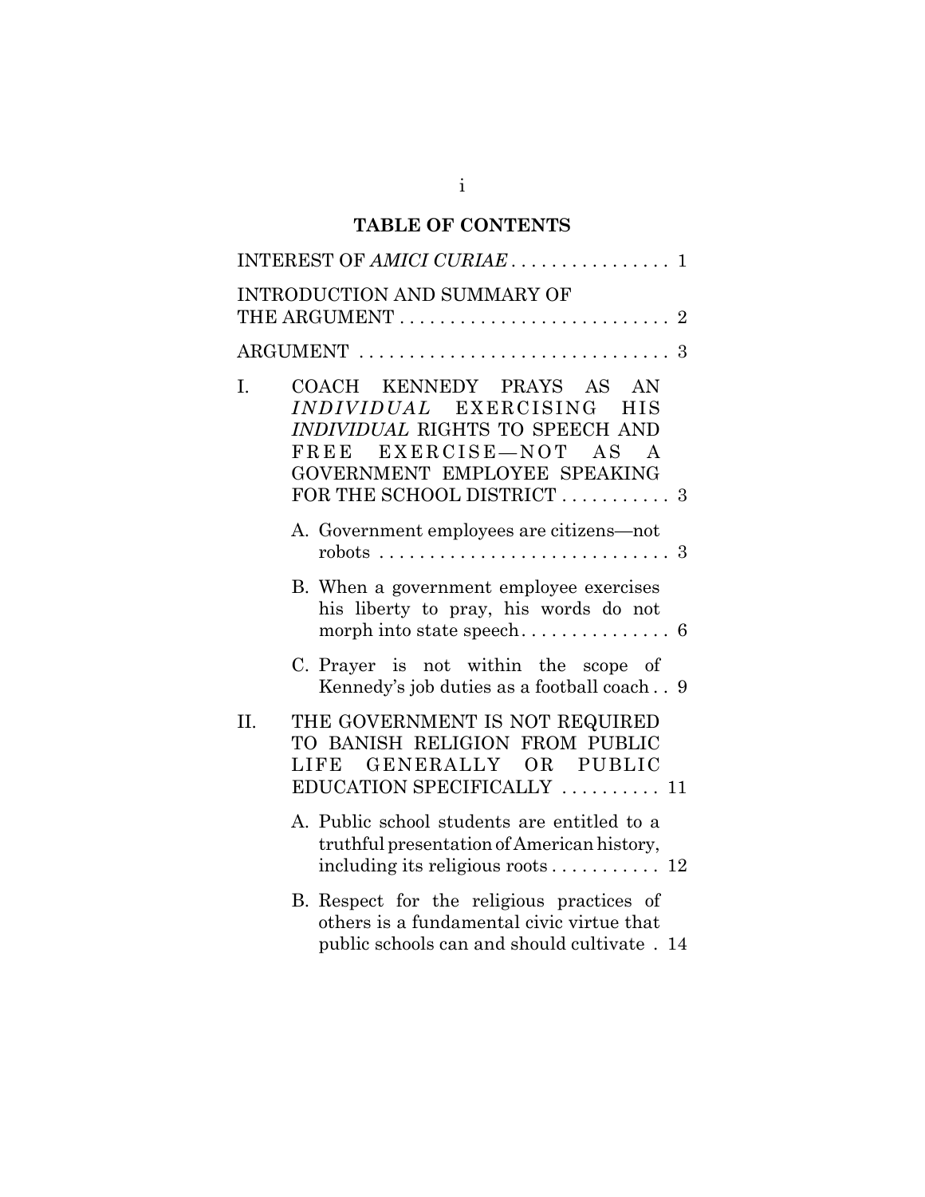# TABLE OF CONTENTS

INTEREST OF *AMICI CURIAE* . . . . . . . . . . . . . . . . 1

INTRODUCTION AND SUMMARY OF THE ARGUMENT . . . . . . . . . . . . . . . . . . . . . . . . . . . 2

ARGUMENT . . . . . . . . . . . . . . . . . . . . . . . . . . . . . . . 3

I. COACH KENNEDY PRAYS AS AN *INDIVIDUAL* EXERCISING HIS *INDIVIDUAL* RIGHTS TO SPEECH AND FREE EXERCISE—NOT AS A GOVERNMENT EMPLOYEE SPEAKING FOR THE SCHOOL DISTRICT . . . . . . . . . . . 3

   A. Government employees are citizens—not robots . . . . . . . . . . . . . . . . . . . . . . . . . . . . . 3

   B. When a government employee exercises his liberty to pray, his words do not morph into state speech. . . . . . . . . . . . . . . 6

   C. Prayer is not within the scope of Kennedy's job duties as a football coach . . 9

II. THE GOVERNMENT IS NOT REQUIRED TO BANISH RELIGION FROM PUBLIC LIFE GENERALLY OR PUBLIC EDUCATION SPECIFICALLY . . . . . . . . . . 11

   A. Public school students are entitled to a truthful presentation of American history, including its religious roots . . . . . . . . . . . 12

   B. Respect for the religious practices of others is a fundamental civic virtue that public schools can and should cultivate . 14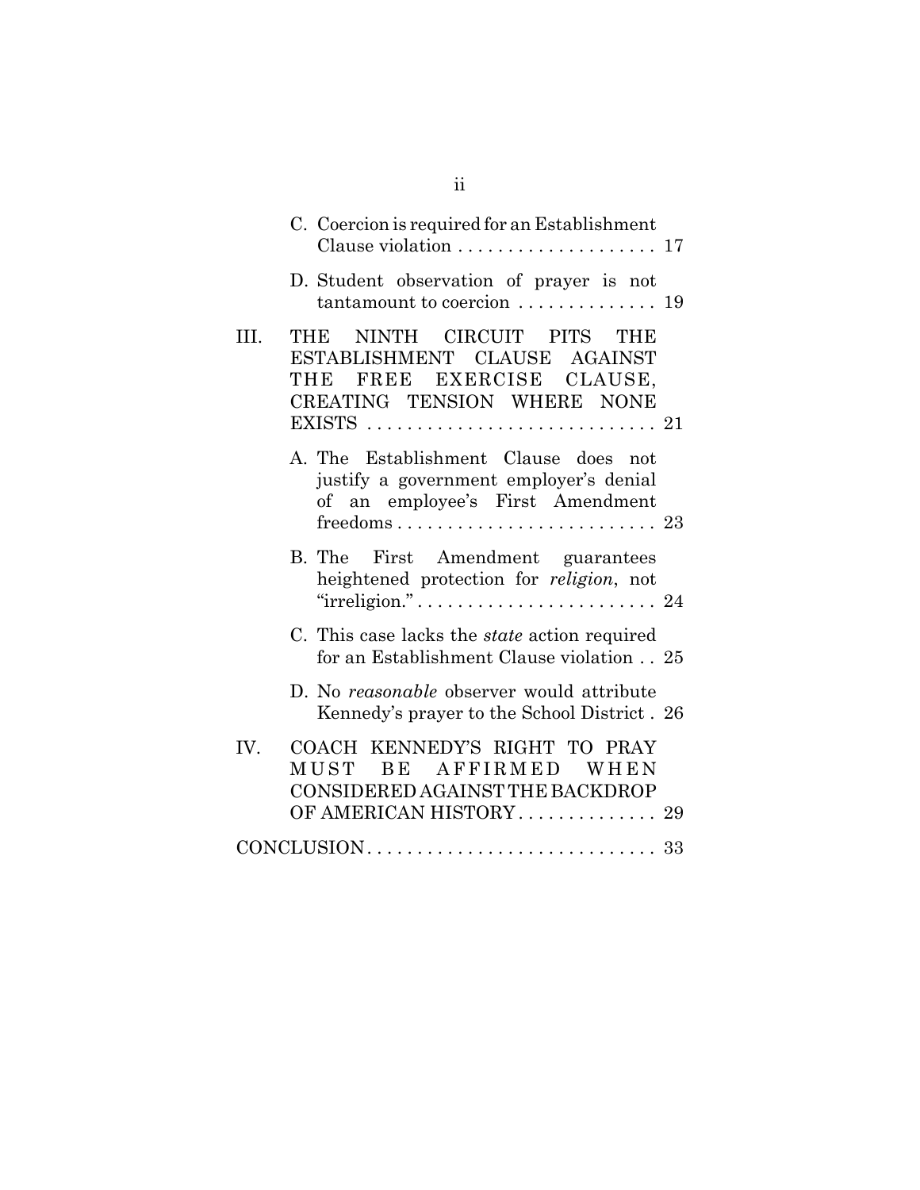C. Coercion is required for an Establishment Clause violation . . . . . . . . . . . . . . . . . . . . 17

D. Student observation of prayer is not tantamount to coercion . . . . . . . . . . . . . . 19

III. THE NINTH CIRCUIT PITS THE ESTABLISHMENT CLAUSE AGAINST THE FREE EXERCISE CLAUSE, CREATING TENSION WHERE NONE EXISTS . . . . . . . . . . . . . . . . . . . . . . . . . . . . . 21

A. The Establishment Clause does not justify a government employer's denial of an employee's First Amendment freedoms . . . . . . . . . . . . . . . . . . . . . . . . . . 23

B. The First Amendment guarantees heightened protection for *religion*, not "irreligion." . . . . . . . . . . . . . . . . . . . . . . . . 24

C. This case lacks the *state* action required for an Establishment Clause violation . . 25

D. No *reasonable* observer would attribute Kennedy's prayer to the School District . 26

IV. COACH KENNEDY'S RIGHT TO PRAY MUST BE AFFIRMED WHEN CONSIDERED AGAINST THE BACKDROP OF AMERICAN HISTORY . . . . . . . . . . . . . . 29

CONCLUSION . . . . . . . . . . . . . . . . . . . . . . . . . . . . . 33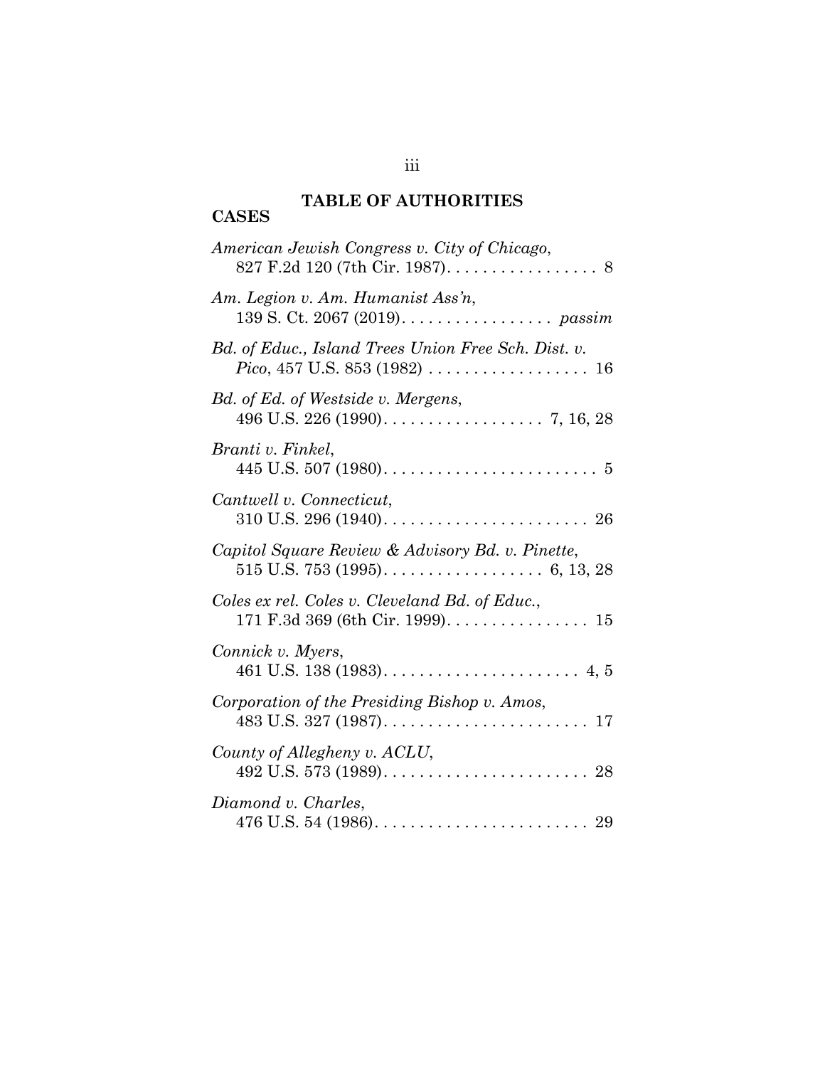# TABLE OF AUTHORITIES

## CASES

*American Jewish Congress v. City of Chicago*, 827 F.2d 120 (7th Cir. 1987). . . . . . . . . . . . . . . . . . 8

*Am. Legion v. Am. Humanist Ass'n*, 139 S. Ct. 2067 (2019). . . . . . . . . . . . . . . . . . *passim*

*Bd. of Educ., Island Trees Union Free Sch. Dist. v. Pico*, 457 U.S. 853 (1982) . . . . . . . . . . . . . . . . . . 16

*Bd. of Ed. of Westside v. Mergens*, 496 U.S. 226 (1990). . . . . . . . . . . . . . . . . . 7, 16, 28

*Branti v. Finkel*, 445 U.S. 507 (1980). . . . . . . . . . . . . . . . . . . . . . . . . 5

*Cantwell v. Connecticut*, 310 U.S. 296 (1940). . . . . . . . . . . . . . . . . . . . . . . . 26

*Capitol Square Review & Advisory Bd. v. Pinette*, 515 U.S. 753 (1995). . . . . . . . . . . . . . . . . . 6, 13, 28

*Coles ex rel. Coles v. Cleveland Bd. of Educ.*, 171 F.3d 369 (6th Cir. 1999). . . . . . . . . . . . . . . . 15

*Connick v. Myers*, 461 U.S. 138 (1983). . . . . . . . . . . . . . . . . . . . . . 4, 5

*Corporation of the Presiding Bishop v. Amos*, 483 U.S. 327 (1987). . . . . . . . . . . . . . . . . . . . . . . . 17

*County of Allegheny v. ACLU*, 492 U.S. 573 (1989). . . . . . . . . . . . . . . . . . . . . . . . 28

*Diamond v. Charles*, 476 U.S. 54 (1986). . . . . . . . . . . . . . . . . . . . . . . . . 29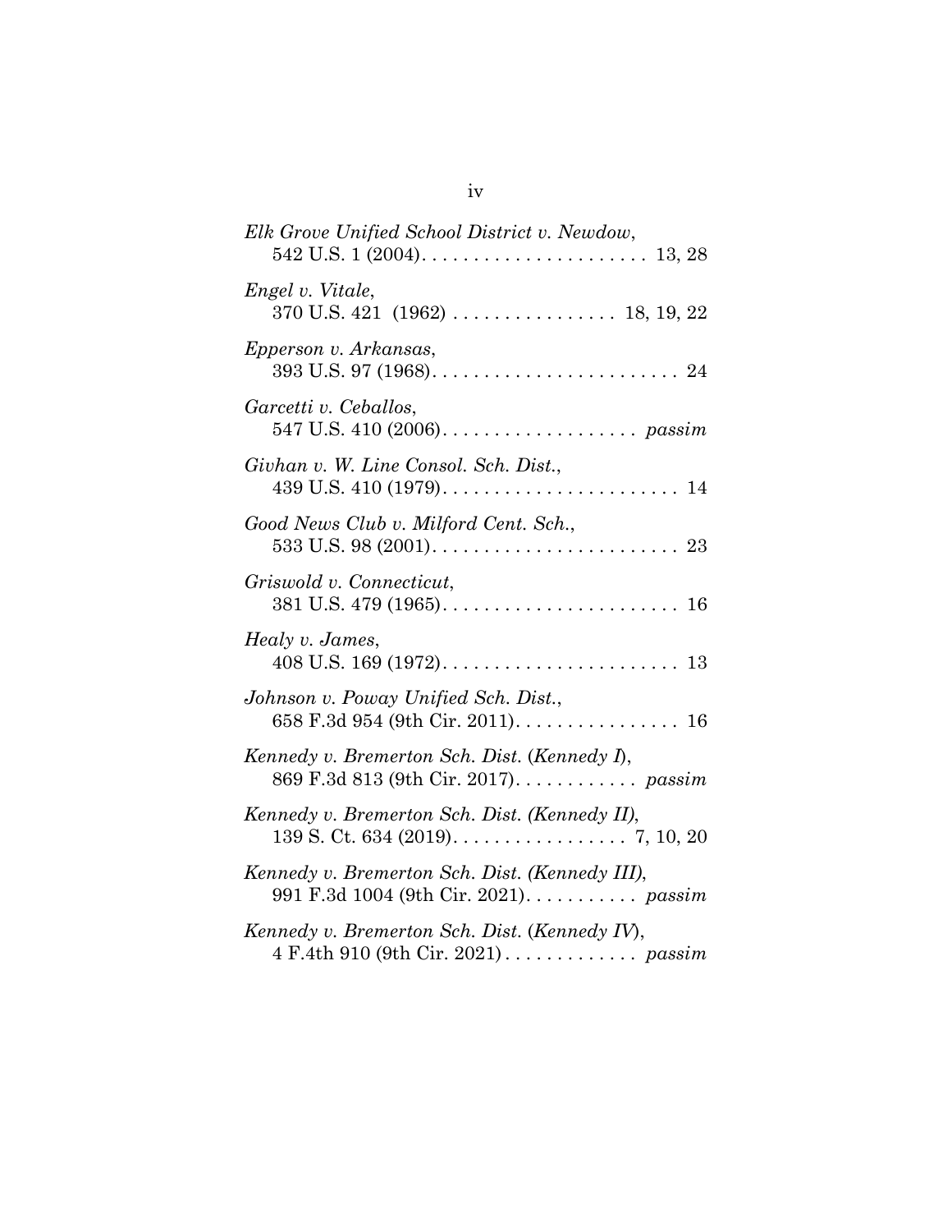*Elk Grove Unified School District v. Newdow*,
542 U.S. 1 (2004). . . . . . . . . . . . . . . . . . . . . . 13, 28

*Engel v. Vitale*,
370 U.S. 421 (1962) . . . . . . . . . . . . . . . . 18, 19, 22

*Epperson v. Arkansas*,
393 U.S. 97 (1968). . . . . . . . . . . . . . . . . . . . . . . . 24

*Garcetti v. Ceballos*,
547 U.S. 410 (2006). . . . . . . . . . . . . . . . . . . *passim*

*Givhan v. W. Line Consol. Sch. Dist.*,
439 U.S. 410 (1979). . . . . . . . . . . . . . . . . . . . . . . 14

*Good News Club v. Milford Cent. Sch.*,
533 U.S. 98 (2001). . . . . . . . . . . . . . . . . . . . . . . . 23

*Griswold v. Connecticut*,
381 U.S. 479 (1965). . . . . . . . . . . . . . . . . . . . . . . 16

*Healy v. James*,
408 U.S. 169 (1972). . . . . . . . . . . . . . . . . . . . . . . 13

*Johnson v. Poway Unified Sch. Dist.*,
658 F.3d 954 (9th Cir. 2011). . . . . . . . . . . . . . . . 16

*Kennedy v. Bremerton Sch. Dist.* (*Kennedy I*),
869 F.3d 813 (9th Cir. 2017). . . . . . . . . . . . *passim*

*Kennedy v. Bremerton Sch. Dist. (Kennedy II)*,
139 S. Ct. 634 (2019). . . . . . . . . . . . . . . . . 7, 10, 20

*Kennedy v. Bremerton Sch. Dist. (Kennedy III)*,
991 F.3d 1004 (9th Cir. 2021). . . . . . . . . . . *passim*

*Kennedy v. Bremerton Sch. Dist.* (*Kennedy IV*),
4 F.4th 910 (9th Cir. 2021) . . . . . . . . . . . . . *passim*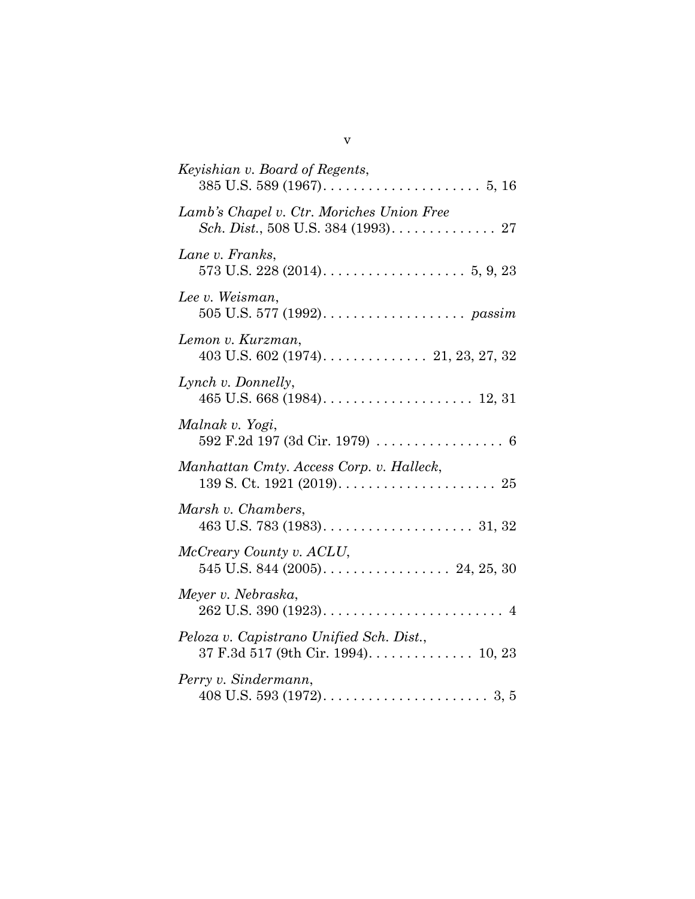*Keyishian v. Board of Regents*,
385 U.S. 589 (1967). . . . . . . . . . . . . . . . . . . . . 5, 16

*Lamb's Chapel v. Ctr. Moriches Union Free Sch. Dist.*, 508 U.S. 384 (1993). . . . . . . . . . . . . . 27

*Lane v. Franks*,
573 U.S. 228 (2014). . . . . . . . . . . . . . . . . . . 5, 9, 23

*Lee v. Weisman*,
505 U.S. 577 (1992). . . . . . . . . . . . . . . . . . . *passim*

*Lemon v. Kurzman*,
403 U.S. 602 (1974). . . . . . . . . . . . . . 21, 23, 27, 32

*Lynch v. Donnelly*,
465 U.S. 668 (1984). . . . . . . . . . . . . . . . . . . . 12, 31

*Malnak v. Yogi*,
592 F.2d 197 (3d Cir. 1979) . . . . . . . . . . . . . . . . . 6

*Manhattan Cmty. Access Corp. v. Halleck*,
139 S. Ct. 1921 (2019). . . . . . . . . . . . . . . . . . . . . 25

*Marsh v. Chambers*,
463 U.S. 783 (1983). . . . . . . . . . . . . . . . . . . . 31, 32

*McCreary County v. ACLU*,
545 U.S. 844 (2005). . . . . . . . . . . . . . . . . 24, 25, 30

*Meyer v. Nebraska*,
262 U.S. 390 (1923). . . . . . . . . . . . . . . . . . . . . . . . 4

*Peloza v. Capistrano Unified Sch. Dist.*,
37 F.3d 517 (9th Cir. 1994). . . . . . . . . . . . . . 10, 23

*Perry v. Sindermann*,
408 U.S. 593 (1972). . . . . . . . . . . . . . . . . . . . . . 3, 5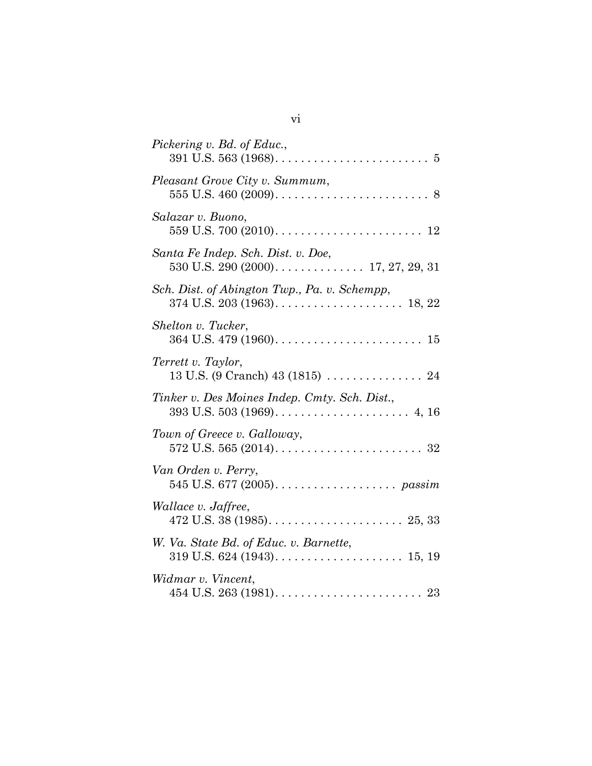*Pickering v. Bd. of Educ.*,
391 U.S. 563 (1968). . . . . . . . . . . . . . . . . . . . . . . . . 5

*Pleasant Grove City v. Summum*,
555 U.S. 460 (2009). . . . . . . . . . . . . . . . . . . . . . . . . 8

*Salazar v. Buono*,
559 U.S. 700 (2010). . . . . . . . . . . . . . . . . . . . . . . . 12

*Santa Fe Indep. Sch. Dist. v. Doe*,
530 U.S. 290 (2000). . . . . . . . . . . . . . . 17, 27, 29, 31

*Sch. Dist. of Abington Twp., Pa. v. Schempp*,
374 U.S. 203 (1963). . . . . . . . . . . . . . . . . . . . . 18, 22

*Shelton v. Tucker*,
364 U.S. 479 (1960). . . . . . . . . . . . . . . . . . . . . . . . 15

*Terrett v. Taylor*,
13 U.S. (9 Cranch) 43 (1815) . . . . . . . . . . . . . . . . 24

*Tinker v. Des Moines Indep. Cmty. Sch. Dist.*,
393 U.S. 503 (1969). . . . . . . . . . . . . . . . . . . . . . 4, 16

*Town of Greece v. Galloway*,
572 U.S. 565 (2014). . . . . . . . . . . . . . . . . . . . . . . . 32

*Van Orden v. Perry*,
545 U.S. 677 (2005). . . . . . . . . . . . . . . . . . . . *passim*

*Wallace v. Jaffree*,
472 U.S. 38 (1985). . . . . . . . . . . . . . . . . . . . . . 25, 33

*W. Va. State Bd. of Educ. v. Barnette*,
319 U.S. 624 (1943). . . . . . . . . . . . . . . . . . . . . 15, 19

*Widmar v. Vincent*,
454 U.S. 263 (1981). . . . . . . . . . . . . . . . . . . . . . . . 23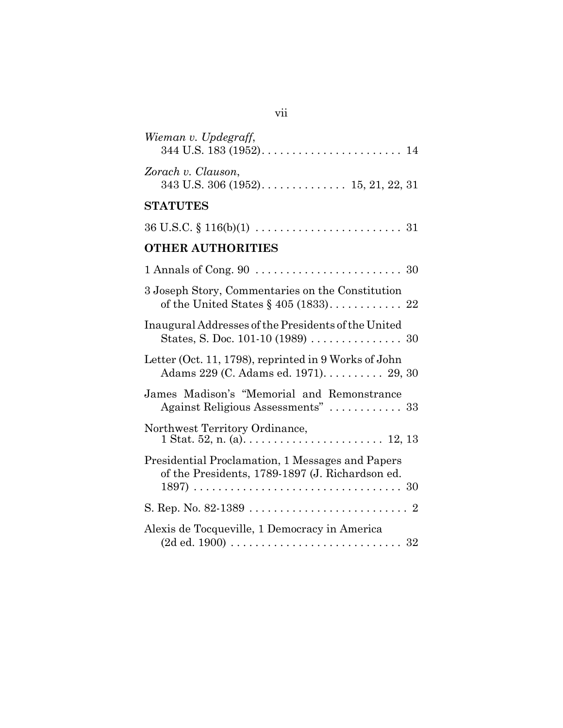*Wieman v. Updegraff*,
344 U.S. 183 (1952). . . . . . . . . . . . . . . . . . . . . . . 14

*Zorach v. Clauson*,
343 U.S. 306 (1952). . . . . . . . . . . . . . 15, 21, 22, 31

## STATUTES

36 U.S.C. § 116(b)(1) . . . . . . . . . . . . . . . . . . . . . . . . 31

## OTHER AUTHORITIES

1 Annals of Cong. 90 . . . . . . . . . . . . . . . . . . . . . . . . 30

3 Joseph Story, Commentaries on the Constitution of the United States § 405 (1833). . . . . . . . . . . . 22

Inaugural Addresses of the Presidents of the United States, S. Doc. 101-10 (1989) . . . . . . . . . . . . . . . 30

Letter (Oct. 11, 1798), reprinted in 9 Works of John Adams 229 (C. Adams ed. 1971). . . . . . . . . . 29, 30

James Madison's "Memorial and Remonstrance Against Religious Assessments" . . . . . . . . . . . . 33

Northwest Territory Ordinance,
1 Stat. 52, n. (a). . . . . . . . . . . . . . . . . . . . . . . 12, 13

Presidential Proclamation, 1 Messages and Papers of the Presidents, 1789-1897 (J. Richardson ed. 1897) . . . . . . . . . . . . . . . . . . . . . . . . . . . . . . . . . . 30

S. Rep. No. 82-1389 . . . . . . . . . . . . . . . . . . . . . . . . . . 2

Alexis de Tocqueville, 1 Democracy in America (2d ed. 1900) . . . . . . . . . . . . . . . . . . . . . . . . . . . . 32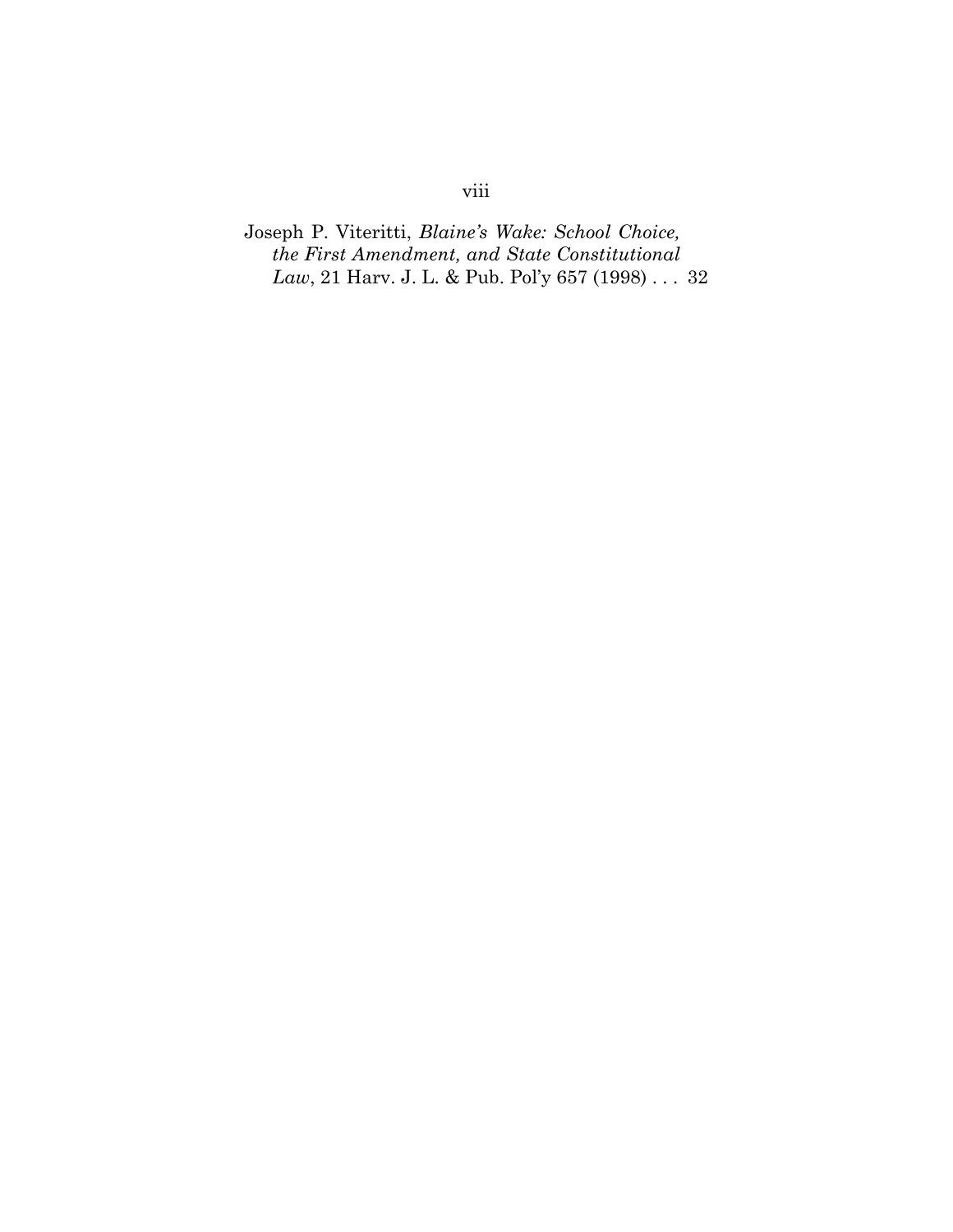Joseph P. Viteritti, *Blaine's Wake: School Choice, the First Amendment, and State Constitutional Law*, 21 Harv. J. L. & Pub. Pol'y 657 (1998) . . . 32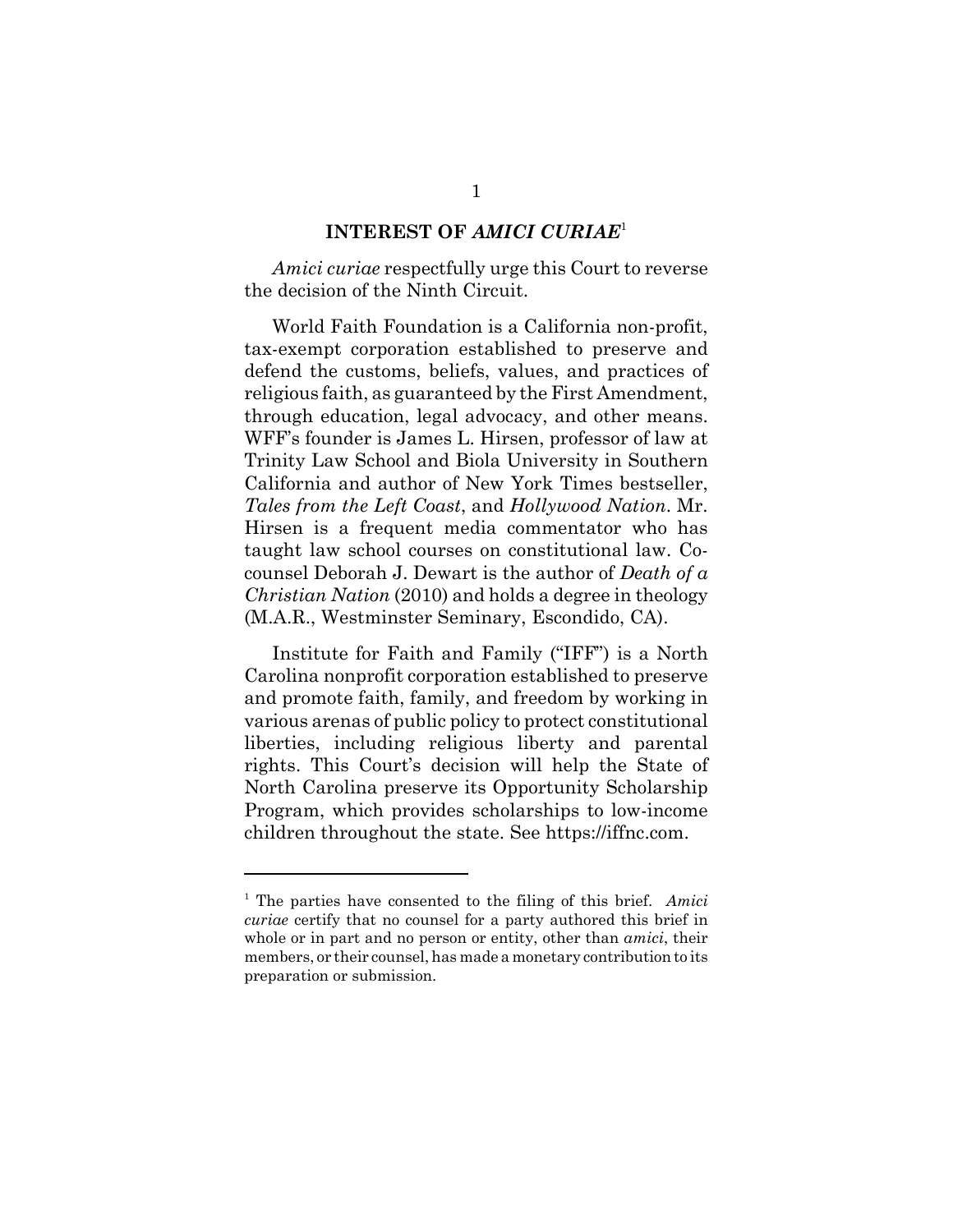## INTEREST OF *AMICI CURIAE*[1]

*Amici curiae* respectfully urge this Court to reverse the decision of the Ninth Circuit.

World Faith Foundation is a California non-profit, tax-exempt corporation established to preserve and defend the customs, beliefs, values, and practices of religious faith, as guaranteed by the First Amendment, through education, legal advocacy, and other means. WFF's founder is James L. Hirsen, professor of law at Trinity Law School and Biola University in Southern California and author of New York Times bestseller, *Tales from the Left Coast*, and *Hollywood Nation*. Mr. Hirsen is a frequent media commentator who has taught law school courses on constitutional law. Co-counsel Deborah J. Dewart is the author of *Death of a Christian Nation* (2010) and holds a degree in theology (M.A.R., Westminster Seminary, Escondido, CA).

Institute for Faith and Family ("IFF") is a North Carolina nonprofit corporation established to preserve and promote faith, family, and freedom by working in various arenas of public policy to protect constitutional liberties, including religious liberty and parental rights. This Court's decision will help the State of North Carolina preserve its Opportunity Scholarship Program, which provides scholarships to low-income children throughout the state. See https://iffnc.com.

---

[1] The parties have consented to the filing of this brief. *Amici curiae* certify that no counsel for a party authored this brief in whole or in part and no person or entity, other than *amici*, their members, or their counsel, has made a monetary contribution to its preparation or submission.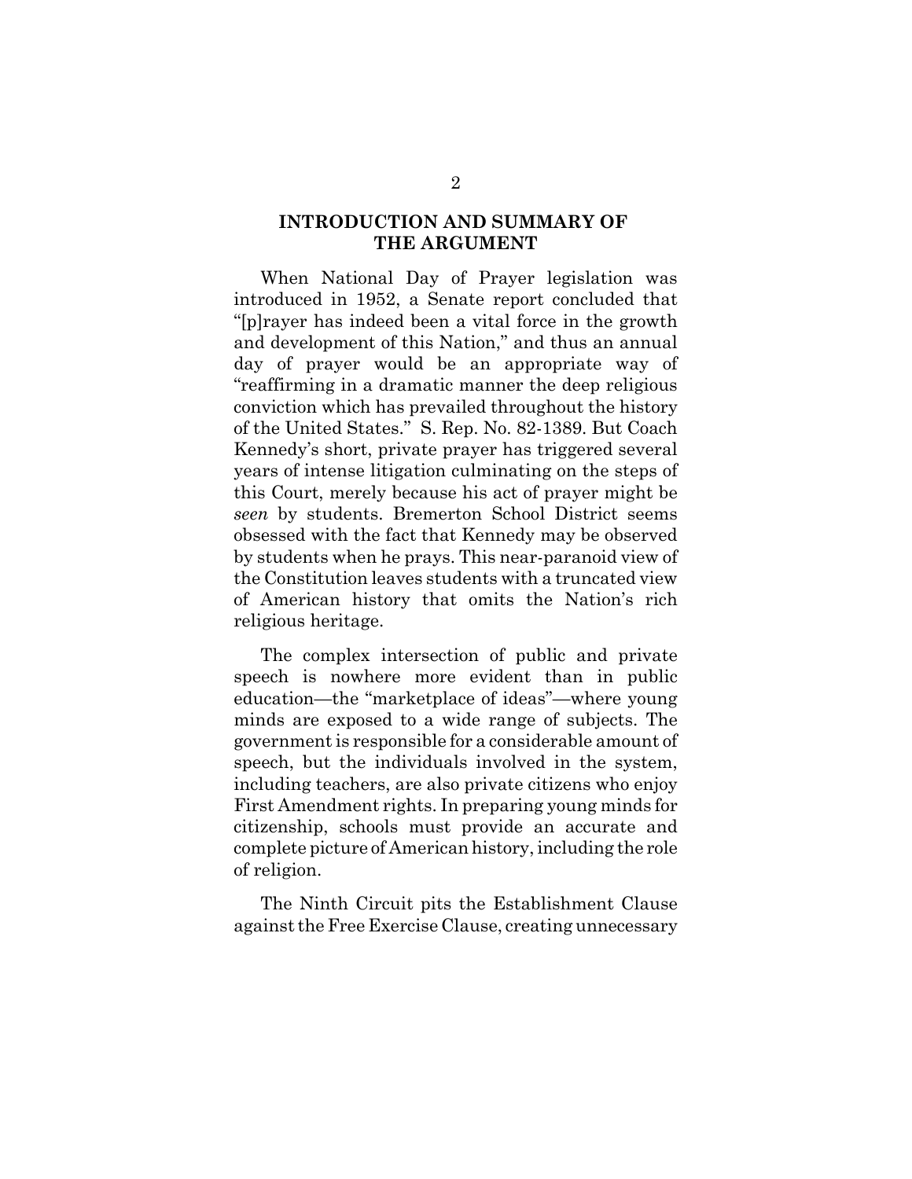## INTRODUCTION AND SUMMARY OF THE ARGUMENT

When National Day of Prayer legislation was introduced in 1952, a Senate report concluded that "[p]rayer has indeed been a vital force in the growth and development of this Nation," and thus an annual day of prayer would be an appropriate way of "reaffirming in a dramatic manner the deep religious conviction which has prevailed throughout the history of the United States." S. Rep. No. 82-1389. But Coach Kennedy's short, private prayer has triggered several years of intense litigation culminating on the steps of this Court, merely because his act of prayer might be *seen* by students. Bremerton School District seems obsessed with the fact that Kennedy may be observed by students when he prays. This near-paranoid view of the Constitution leaves students with a truncated view of American history that omits the Nation's rich religious heritage.

The complex intersection of public and private speech is nowhere more evident than in public education—the "marketplace of ideas"—where young minds are exposed to a wide range of subjects. The government is responsible for a considerable amount of speech, but the individuals involved in the system, including teachers, are also private citizens who enjoy First Amendment rights. In preparing young minds for citizenship, schools must provide an accurate and complete picture of American history, including the role of religion.

The Ninth Circuit pits the Establishment Clause against the Free Exercise Clause, creating unnecessary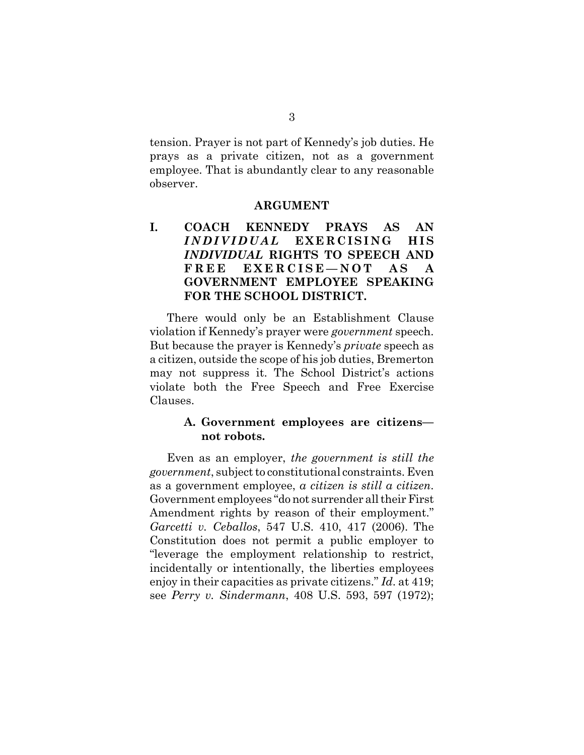tension. Prayer is not part of Kennedy's job duties. He prays as a private citizen, not as a government employee. That is abundantly clear to any reasonable observer.

## ARGUMENT

### I. COACH KENNEDY PRAYS AS AN *INDIVIDUAL* EXERCISING HIS *INDIVIDUAL* RIGHTS TO SPEECH AND FREE EXERCISE—NOT AS A GOVERNMENT EMPLOYEE SPEAKING FOR THE SCHOOL DISTRICT.

There would only be an Establishment Clause violation if Kennedy's prayer were *government* speech. But because the prayer is Kennedy's *private* speech as a citizen, outside the scope of his job duties, Bremerton may not suppress it. The School District's actions violate both the Free Speech and Free Exercise Clauses.

#### A. Government employees are citizens—not robots.

Even as an employer, *the government is still the government*, subject to constitutional constraints. Even as a government employee, *a citizen is still a citizen*. Government employees "do not surrender all their First Amendment rights by reason of their employment." *Garcetti v. Ceballos*, 547 U.S. 410, 417 (2006). The Constitution does not permit a public employer to "leverage the employment relationship to restrict, incidentally or intentionally, the liberties employees enjoy in their capacities as private citizens." *Id*. at 419; see *Perry v. Sindermann*, 408 U.S. 593, 597 (1972);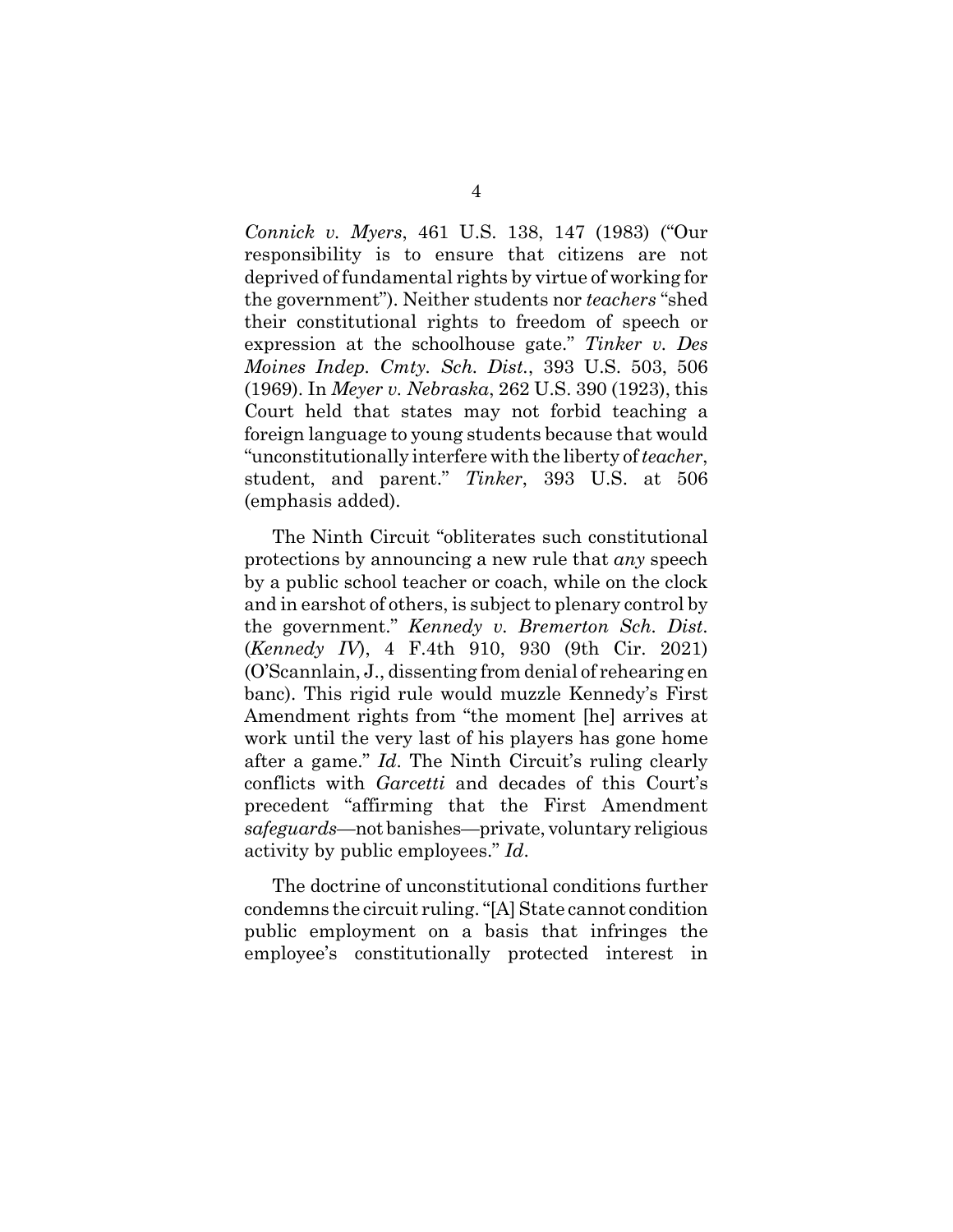*Connick v. Myers*, 461 U.S. 138, 147 (1983) ("Our responsibility is to ensure that citizens are not deprived of fundamental rights by virtue of working for the government"). Neither students nor *teachers* "shed their constitutional rights to freedom of speech or expression at the schoolhouse gate." *Tinker v. Des Moines Indep. Cmty. Sch. Dist.*, 393 U.S. 503, 506 (1969). In *Meyer v. Nebraska*, 262 U.S. 390 (1923), this Court held that states may not forbid teaching a foreign language to young students because that would "unconstitutionally interfere with the liberty of *teacher*, student, and parent." *Tinker*, 393 U.S. at 506 (emphasis added).

The Ninth Circuit "obliterates such constitutional protections by announcing a new rule that *any* speech by a public school teacher or coach, while on the clock and in earshot of others, is subject to plenary control by the government." *Kennedy v. Bremerton Sch. Dist.* (*Kennedy IV*), 4 F.4th 910, 930 (9th Cir. 2021) (O'Scannlain, J., dissenting from denial of rehearing en banc). This rigid rule would muzzle Kennedy's First Amendment rights from "the moment [he] arrives at work until the very last of his players has gone home after a game." *Id*. The Ninth Circuit's ruling clearly conflicts with *Garcetti* and decades of this Court's precedent "affirming that the First Amendment *safeguards*—not banishes—private, voluntary religious activity by public employees." *Id*.

The doctrine of unconstitutional conditions further condemns the circuit ruling. "[A] State cannot condition public employment on a basis that infringes the employee's constitutionally protected interest in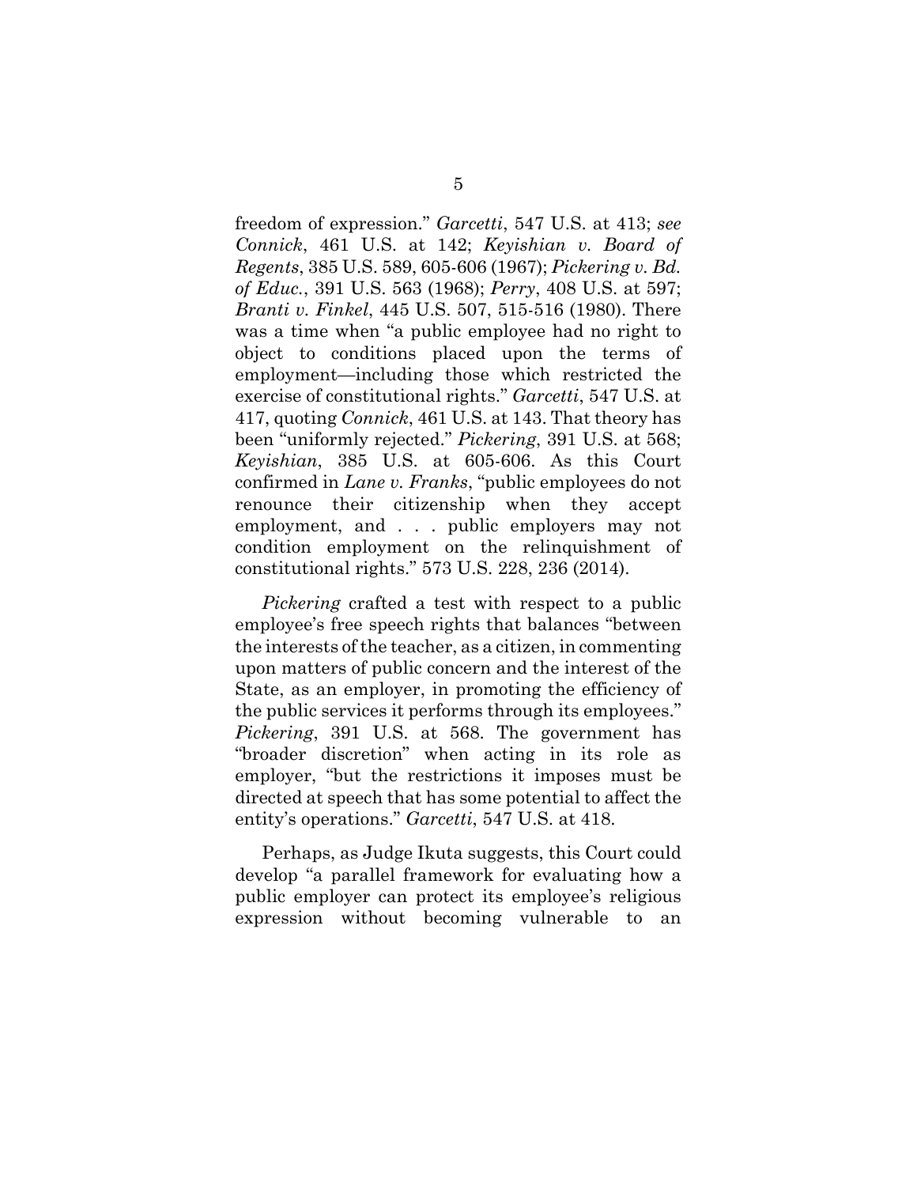freedom of expression." *Garcetti*, 547 U.S. at 413; *see Connick*, 461 U.S. at 142; *Keyishian v. Board of Regents*, 385 U.S. 589, 605-606 (1967); *Pickering v. Bd. of Educ.*, 391 U.S. 563 (1968); *Perry*, 408 U.S. at 597; *Branti v. Finkel*, 445 U.S. 507, 515-516 (1980). There was a time when "a public employee had no right to object to conditions placed upon the terms of employment—including those which restricted the exercise of constitutional rights." *Garcetti*, 547 U.S. at 417, quoting *Connick*, 461 U.S. at 143. That theory has been "uniformly rejected." *Pickering*, 391 U.S. at 568; *Keyishian*, 385 U.S. at 605-606. As this Court confirmed in *Lane v. Franks*, "public employees do not renounce their citizenship when they accept employment, and . . . public employers may not condition employment on the relinquishment of constitutional rights." 573 U.S. 228, 236 (2014).

*Pickering* crafted a test with respect to a public employee's free speech rights that balances "between the interests of the teacher, as a citizen, in commenting upon matters of public concern and the interest of the State, as an employer, in promoting the efficiency of the public services it performs through its employees." *Pickering*, 391 U.S. at 568. The government has "broader discretion" when acting in its role as employer, "but the restrictions it imposes must be directed at speech that has some potential to affect the entity's operations." *Garcetti*, 547 U.S. at 418.

Perhaps, as Judge Ikuta suggests, this Court could develop "a parallel framework for evaluating how a public employer can protect its employee's religious expression without becoming vulnerable to an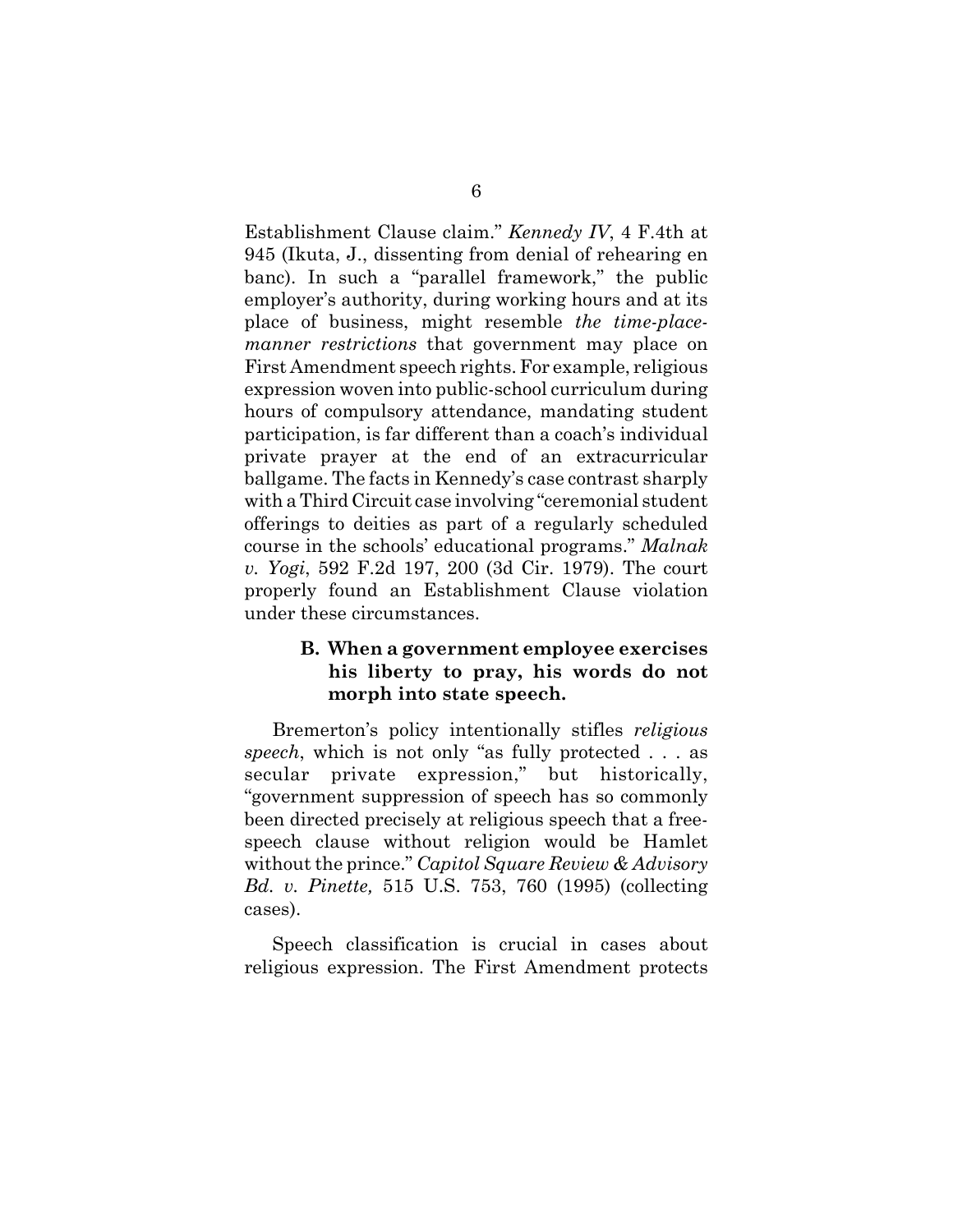Establishment Clause claim." *Kennedy IV*, 4 F.4th at 945 (Ikuta, J., dissenting from denial of rehearing en banc). In such a "parallel framework," the public employer's authority, during working hours and at its place of business, might resemble *the time-place-manner restrictions* that government may place on First Amendment speech rights. For example, religious expression woven into public-school curriculum during hours of compulsory attendance, mandating student participation, is far different than a coach's individual private prayer at the end of an extracurricular ballgame. The facts in Kennedy's case contrast sharply with a Third Circuit case involving "ceremonial student offerings to deities as part of a regularly scheduled course in the schools' educational programs." *Malnak v. Yogi*, 592 F.2d 197, 200 (3d Cir. 1979). The court properly found an Establishment Clause violation under these circumstances.

### B. When a government employee exercises his liberty to pray, his words do not morph into state speech.

Bremerton's policy intentionally stifles *religious speech*, which is not only "as fully protected . . . as secular private expression," but historically, "government suppression of speech has so commonly been directed precisely at religious speech that a free-speech clause without religion would be Hamlet without the prince." *Capitol Square Review & Advisory Bd. v. Pinette,* 515 U.S. 753, 760 (1995) (collecting cases).

Speech classification is crucial in cases about religious expression. The First Amendment protects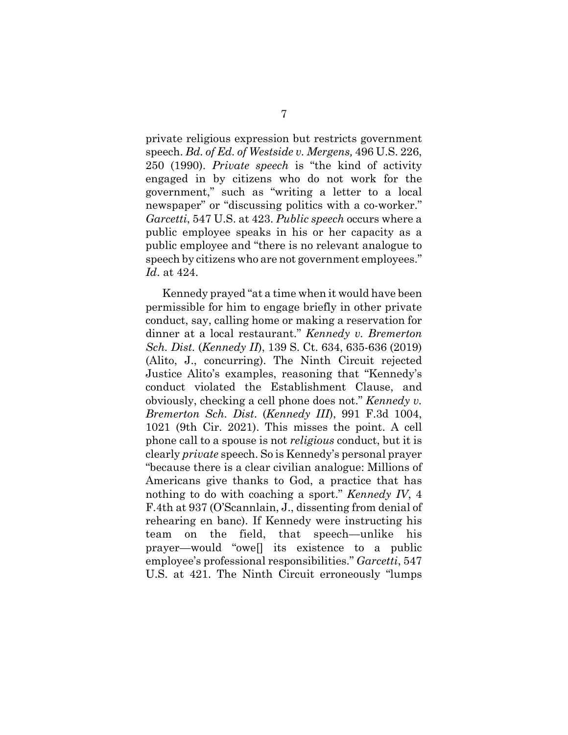private religious expression but restricts government speech. *Bd. of Ed. of Westside v. Mergens,* 496 U.S. 226, 250 (1990). *Private speech* is "the kind of activity engaged in by citizens who do not work for the government," such as "writing a letter to a local newspaper" or "discussing politics with a co-worker." *Garcetti*, 547 U.S. at 423. *Public speech* occurs where a public employee speaks in his or her capacity as a public employee and "there is no relevant analogue to speech by citizens who are not government employees." *Id*. at 424.

Kennedy prayed "at a time when it would have been permissible for him to engage briefly in other private conduct, say, calling home or making a reservation for dinner at a local restaurant." *Kennedy v. Bremerton Sch. Dist.* (*Kennedy II*), 139 S. Ct. 634, 635-636 (2019) (Alito, J., concurring). The Ninth Circuit rejected Justice Alito's examples, reasoning that "Kennedy's conduct violated the Establishment Clause, and obviously, checking a cell phone does not." *Kennedy v. Bremerton Sch. Dist.* (*Kennedy III*), 991 F.3d 1004, 1021 (9th Cir. 2021). This misses the point. A cell phone call to a spouse is not *religious* conduct, but it is clearly *private* speech. So is Kennedy's personal prayer "because there is a clear civilian analogue: Millions of Americans give thanks to God, a practice that has nothing to do with coaching a sport." *Kennedy IV*, 4 F.4th at 937 (O'Scannlain, J., dissenting from denial of rehearing en banc). If Kennedy were instructing his team on the field, that speech—unlike his prayer—would "owe[] its existence to a public employee's professional responsibilities." *Garcetti*, 547 U.S. at 421. The Ninth Circuit erroneously "lumps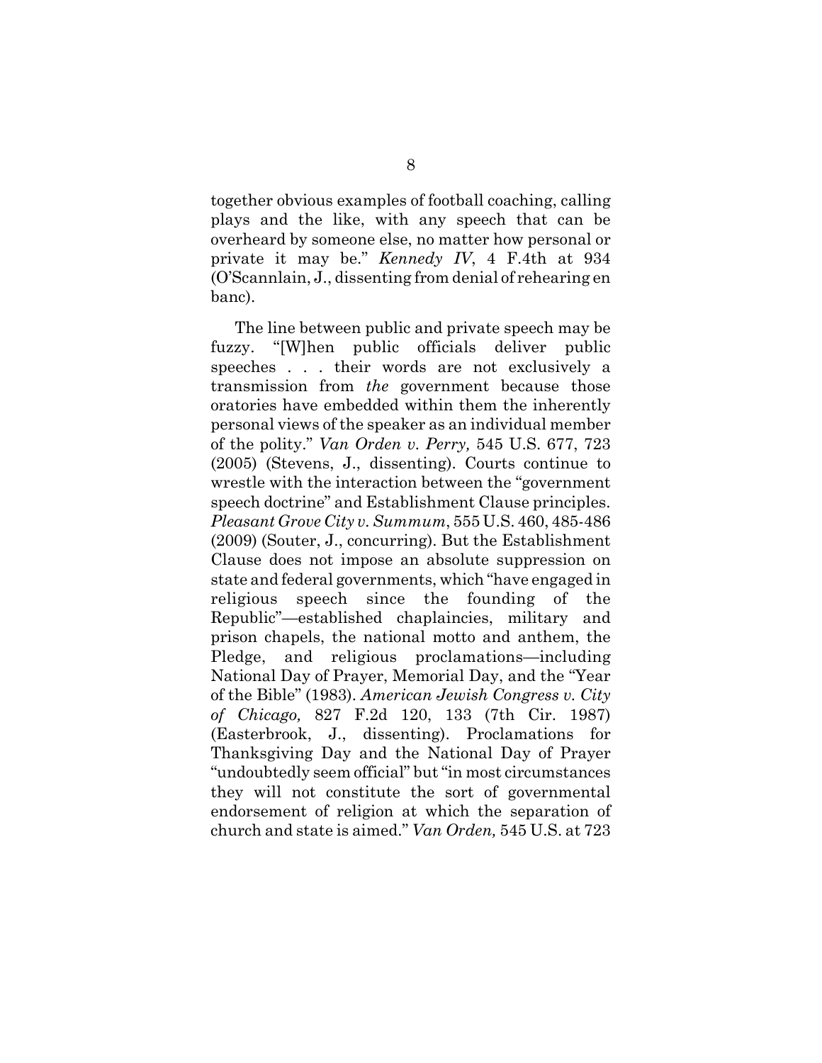together obvious examples of football coaching, calling plays and the like, with any speech that can be overheard by someone else, no matter how personal or private it may be." *Kennedy IV*, 4 F.4th at 934 (O'Scannlain, J., dissenting from denial of rehearing en banc).

The line between public and private speech may be fuzzy. "[W]hen public officials deliver public speeches . . . their words are not exclusively a transmission from *the* government because those oratories have embedded within them the inherently personal views of the speaker as an individual member of the polity." *Van Orden v. Perry,* 545 U.S. 677, 723 (2005) (Stevens, J., dissenting). Courts continue to wrestle with the interaction between the "government speech doctrine" and Establishment Clause principles. *Pleasant Grove City v. Summum*, 555 U.S. 460, 485-486 (2009) (Souter, J., concurring). But the Establishment Clause does not impose an absolute suppression on state and federal governments, which "have engaged in religious speech since the founding of the Republic"—established chaplaincies, military and prison chapels, the national motto and anthem, the Pledge, and religious proclamations—including National Day of Prayer, Memorial Day, and the "Year of the Bible" (1983). *American Jewish Congress v. City of Chicago,* 827 F.2d 120, 133 (7th Cir. 1987) (Easterbrook, J., dissenting). Proclamations for Thanksgiving Day and the National Day of Prayer "undoubtedly seem official" but "in most circumstances they will not constitute the sort of governmental endorsement of religion at which the separation of church and state is aimed." *Van Orden,* 545 U.S. at 723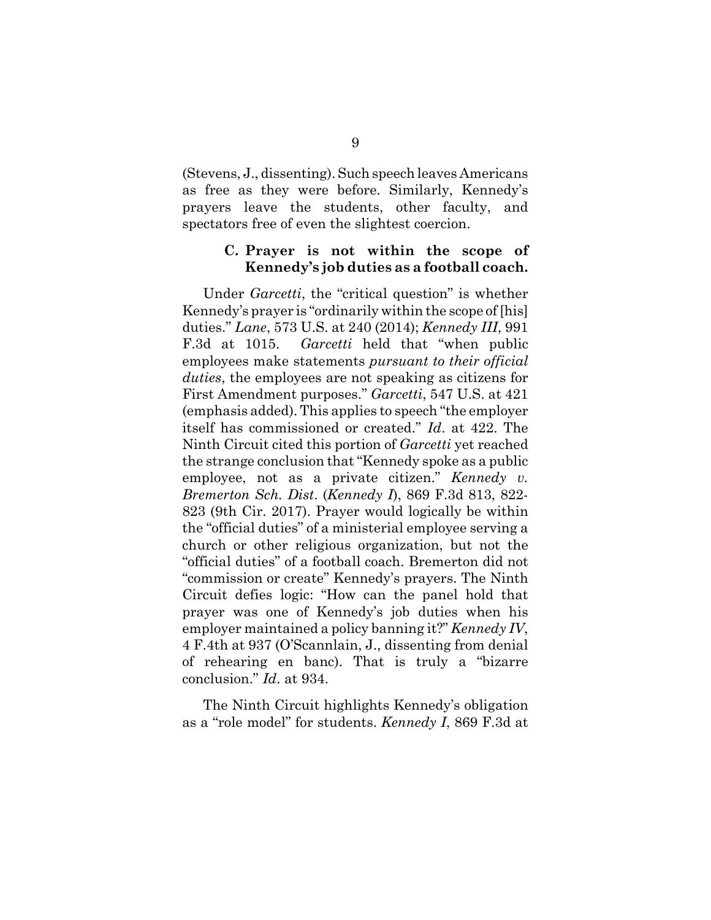(Stevens, J., dissenting). Such speech leaves Americans as free as they were before. Similarly, Kennedy's prayers leave the students, other faculty, and spectators free of even the slightest coercion.

### C. Prayer is not within the scope of Kennedy's job duties as a football coach.

Under *Garcetti*, the "critical question" is whether Kennedy's prayer is "ordinarily within the scope of [his] duties." *Lane*, 573 U.S. at 240 (2014); *Kennedy III*, 991 F.3d at 1015. *Garcetti* held that "when public employees make statements *pursuant to their official duties*, the employees are not speaking as citizens for First Amendment purposes." *Garcetti*, 547 U.S. at 421 (emphasis added). This applies to speech "the employer itself has commissioned or created." *Id*. at 422. The Ninth Circuit cited this portion of *Garcetti* yet reached the strange conclusion that "Kennedy spoke as a public employee, not as a private citizen." *Kennedy v. Bremerton Sch. Dist*. (*Kennedy I*), 869 F.3d 813, 822-823 (9th Cir. 2017). Prayer would logically be within the "official duties" of a ministerial employee serving a church or other religious organization, but not the "official duties" of a football coach. Bremerton did not "commission or create" Kennedy's prayers. The Ninth Circuit defies logic: "How can the panel hold that prayer was one of Kennedy's job duties when his employer maintained a policy banning it?" *Kennedy IV*, 4 F.4th at 937 (O'Scannlain, J., dissenting from denial of rehearing en banc). That is truly a "bizarre conclusion." *Id*. at 934.

The Ninth Circuit highlights Kennedy's obligation as a "role model" for students. *Kennedy I*, 869 F.3d at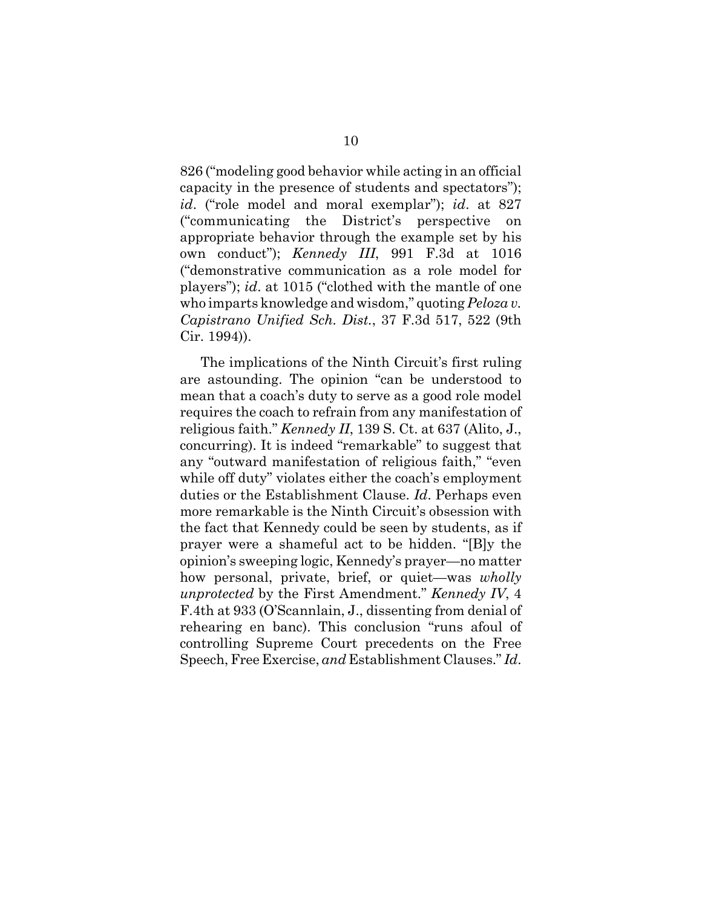826 ("modeling good behavior while acting in an official capacity in the presence of students and spectators"); *id*. ("role model and moral exemplar"); *id*. at 827 ("communicating the District's perspective on appropriate behavior through the example set by his own conduct"); *Kennedy III*, 991 F.3d at 1016 ("demonstrative communication as a role model for players"); *id*. at 1015 ("clothed with the mantle of one who imparts knowledge and wisdom," quoting *Peloza v. Capistrano Unified Sch. Dist.*, 37 F.3d 517, 522 (9th Cir. 1994)).

The implications of the Ninth Circuit's first ruling are astounding. The opinion "can be understood to mean that a coach's duty to serve as a good role model requires the coach to refrain from any manifestation of religious faith." *Kennedy II*, 139 S. Ct. at 637 (Alito, J., concurring). It is indeed "remarkable" to suggest that any "outward manifestation of religious faith," "even while off duty" violates either the coach's employment duties or the Establishment Clause. *Id*. Perhaps even more remarkable is the Ninth Circuit's obsession with the fact that Kennedy could be seen by students, as if prayer were a shameful act to be hidden. "[B]y the opinion's sweeping logic, Kennedy's prayer—no matter how personal, private, brief, or quiet—was *wholly unprotected* by the First Amendment." *Kennedy IV*, 4 F.4th at 933 (O'Scannlain, J., dissenting from denial of rehearing en banc). This conclusion "runs afoul of controlling Supreme Court precedents on the Free Speech, Free Exercise, *and* Establishment Clauses." *Id*.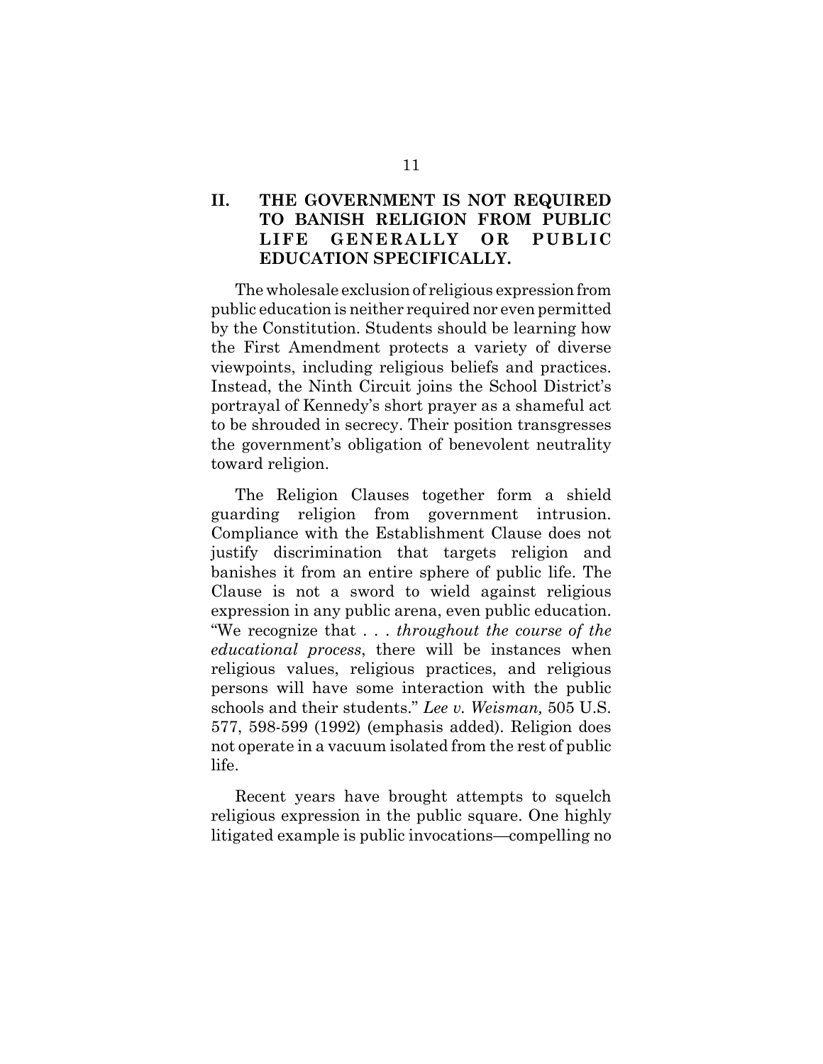## II. THE GOVERNMENT IS NOT REQUIRED TO BANISH RELIGION FROM PUBLIC LIFE GENERALLY OR PUBLIC EDUCATION SPECIFICALLY.

The wholesale exclusion of religious expression from public education is neither required nor even permitted by the Constitution. Students should be learning how the First Amendment protects a variety of diverse viewpoints, including religious beliefs and practices. Instead, the Ninth Circuit joins the School District's portrayal of Kennedy's short prayer as a shameful act to be shrouded in secrecy. Their position transgresses the government's obligation of benevolent neutrality toward religion.

The Religion Clauses together form a shield guarding religion from government intrusion. Compliance with the Establishment Clause does not justify discrimination that targets religion and banishes it from an entire sphere of public life. The Clause is not a sword to wield against religious expression in any public arena, even public education. "We recognize that . . . *throughout the course of the educational process*, there will be instances when religious values, religious practices, and religious persons will have some interaction with the public schools and their students." *Lee v. Weisman,* 505 U.S. 577, 598-599 (1992) (emphasis added). Religion does not operate in a vacuum isolated from the rest of public life.

Recent years have brought attempts to squelch religious expression in the public square. One highly litigated example is public invocations—compelling no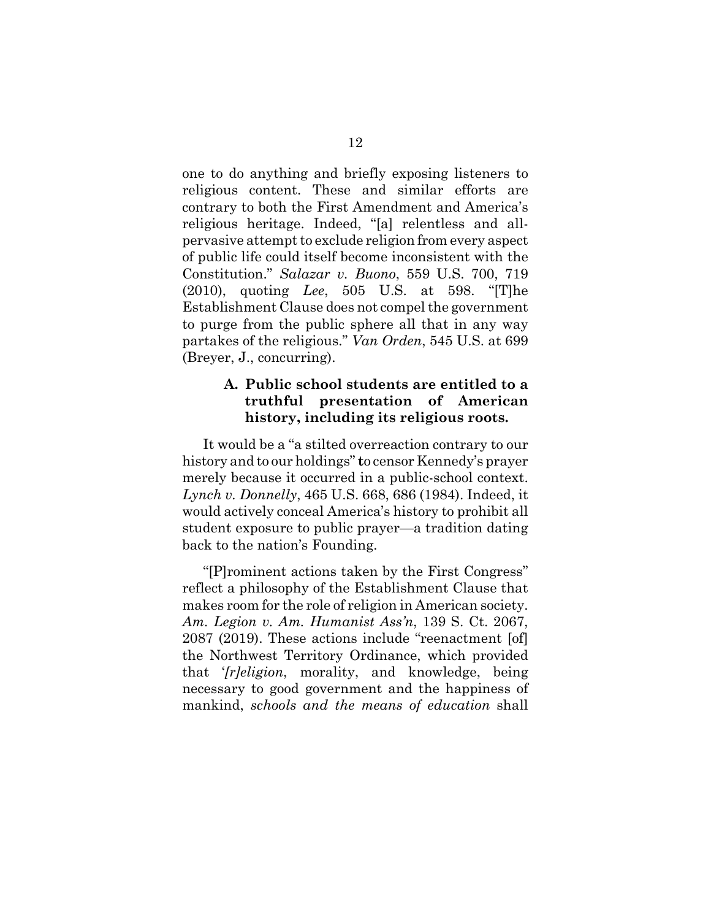one to do anything and briefly exposing listeners to religious content. These and similar efforts are contrary to both the First Amendment and America's religious heritage. Indeed, "[a] relentless and all-pervasive attempt to exclude religion from every aspect of public life could itself become inconsistent with the Constitution." *Salazar v. Buono*, 559 U.S. 700, 719 (2010), quoting *Lee*, 505 U.S. at 598. "[T]he Establishment Clause does not compel the government to purge from the public sphere all that in any way partakes of the religious." *Van Orden*, 545 U.S. at 699 (Breyer, J., concurring).

### A. Public school students are entitled to a truthful presentation of American history, including its religious roots.

It would be a "a stilted overreaction contrary to our history and to our holdings" to censor Kennedy's prayer merely because it occurred in a public-school context. *Lynch v. Donnelly*, 465 U.S. 668, 686 (1984). Indeed, it would actively conceal America's history to prohibit all student exposure to public prayer—a tradition dating back to the nation's Founding.

"[P]rominent actions taken by the First Congress" reflect a philosophy of the Establishment Clause that makes room for the role of religion in American society. *Am. Legion v. Am. Humanist Ass'n*, 139 S. Ct. 2067, 2087 (2019). These actions include "reenactment [of] the Northwest Territory Ordinance, which provided that '*[r]eligion*, morality, and knowledge, being necessary to good government and the happiness of mankind, *schools and the means of education* shall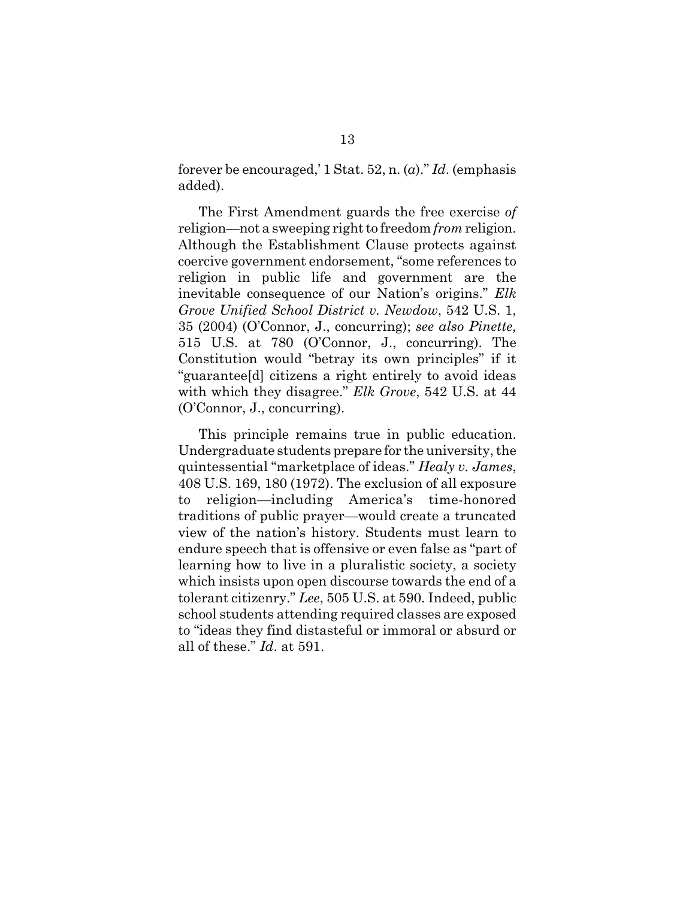forever be encouraged,' 1 Stat. 52, n. (*a*)." *Id*. (emphasis added).

The First Amendment guards the free exercise *of* religion—not a sweeping right to freedom *from* religion. Although the Establishment Clause protects against coercive government endorsement, "some references to religion in public life and government are the inevitable consequence of our Nation's origins." *Elk Grove Unified School District v. Newdow*, 542 U.S. 1, 35 (2004) (O'Connor, J., concurring); *see also Pinette,* 515 U.S. at 780 (O'Connor, J., concurring). The Constitution would "betray its own principles" if it "guarantee[d] citizens a right entirely to avoid ideas with which they disagree." *Elk Grove*, 542 U.S. at 44 (O'Connor, J., concurring).

This principle remains true in public education. Undergraduate students prepare for the university, the quintessential "marketplace of ideas." *Healy v. James*, 408 U.S. 169, 180 (1972). The exclusion of all exposure to religion—including America's time-honored traditions of public prayer—would create a truncated view of the nation's history. Students must learn to endure speech that is offensive or even false as "part of learning how to live in a pluralistic society, a society which insists upon open discourse towards the end of a tolerant citizenry." *Lee*, 505 U.S. at 590. Indeed, public school students attending required classes are exposed to "ideas they find distasteful or immoral or absurd or all of these." *Id*. at 591.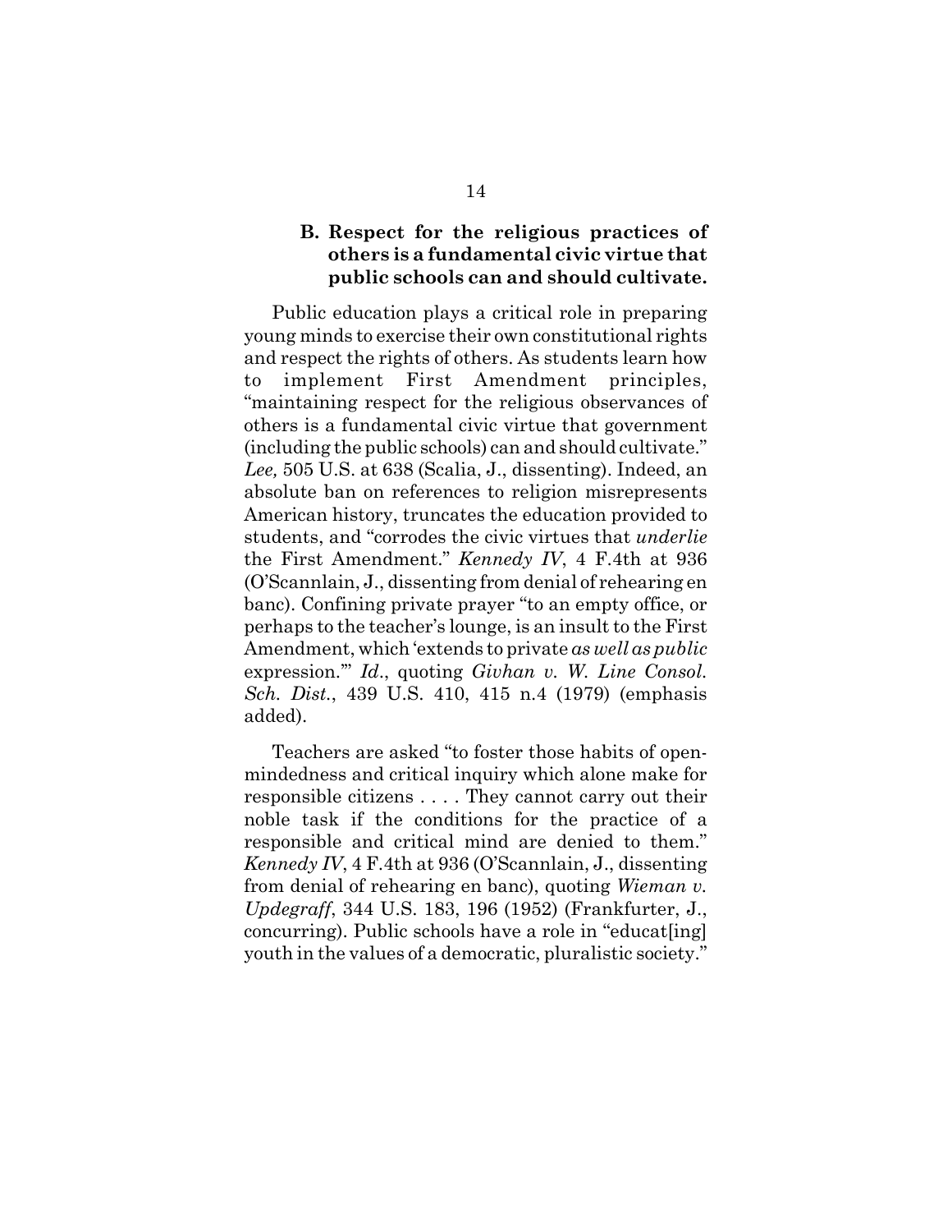### B. Respect for the religious practices of others is a fundamental civic virtue that public schools can and should cultivate.

Public education plays a critical role in preparing young minds to exercise their own constitutional rights and respect the rights of others. As students learn how to implement First Amendment principles, "maintaining respect for the religious observances of others is a fundamental civic virtue that government (including the public schools) can and should cultivate." *Lee,* 505 U.S. at 638 (Scalia, J., dissenting). Indeed, an absolute ban on references to religion misrepresents American history, truncates the education provided to students, and "corrodes the civic virtues that *underlie* the First Amendment." *Kennedy IV*, 4 F.4th at 936 (O'Scannlain, J., dissenting from denial of rehearing en banc). Confining private prayer "to an empty office, or perhaps to the teacher's lounge, is an insult to the First Amendment, which 'extends to private *as well as public* expression.'" *Id*., quoting *Givhan v. W. Line Consol. Sch. Dist.*, 439 U.S. 410, 415 n.4 (1979) (emphasis added).

Teachers are asked "to foster those habits of open-mindedness and critical inquiry which alone make for responsible citizens . . . . They cannot carry out their noble task if the conditions for the practice of a responsible and critical mind are denied to them." *Kennedy IV*, 4 F.4th at 936 (O'Scannlain, J., dissenting from denial of rehearing en banc), quoting *Wieman v. Updegraff*, 344 U.S. 183, 196 (1952) (Frankfurter, J., concurring). Public schools have a role in "educat[ing] youth in the values of a democratic, pluralistic society."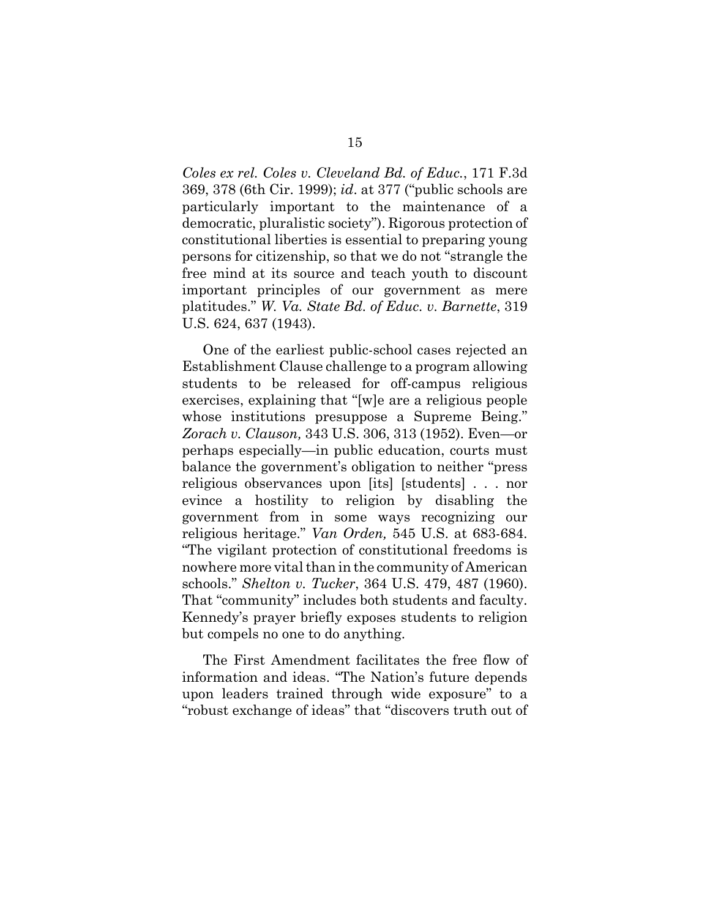*Coles ex rel. Coles v. Cleveland Bd. of Educ.*, 171 F.3d 369, 378 (6th Cir. 1999); *id*. at 377 ("public schools are particularly important to the maintenance of a democratic, pluralistic society"). Rigorous protection of constitutional liberties is essential to preparing young persons for citizenship, so that we do not "strangle the free mind at its source and teach youth to discount important principles of our government as mere platitudes." *W. Va. State Bd. of Educ. v. Barnette*, 319 U.S. 624, 637 (1943).

One of the earliest public-school cases rejected an Establishment Clause challenge to a program allowing students to be released for off-campus religious exercises, explaining that "[w]e are a religious people whose institutions presuppose a Supreme Being." *Zorach v. Clauson,* 343 U.S. 306, 313 (1952). Even—or perhaps especially—in public education, courts must balance the government's obligation to neither "press religious observances upon [its] [students] . . . nor evince a hostility to religion by disabling the government from in some ways recognizing our religious heritage." *Van Orden,* 545 U.S. at 683-684. "The vigilant protection of constitutional freedoms is nowhere more vital than in the community of American schools." *Shelton v. Tucker*, 364 U.S. 479, 487 (1960). That "community" includes both students and faculty. Kennedy's prayer briefly exposes students to religion but compels no one to do anything.

The First Amendment facilitates the free flow of information and ideas. "The Nation's future depends upon leaders trained through wide exposure" to a "robust exchange of ideas" that "discovers truth out of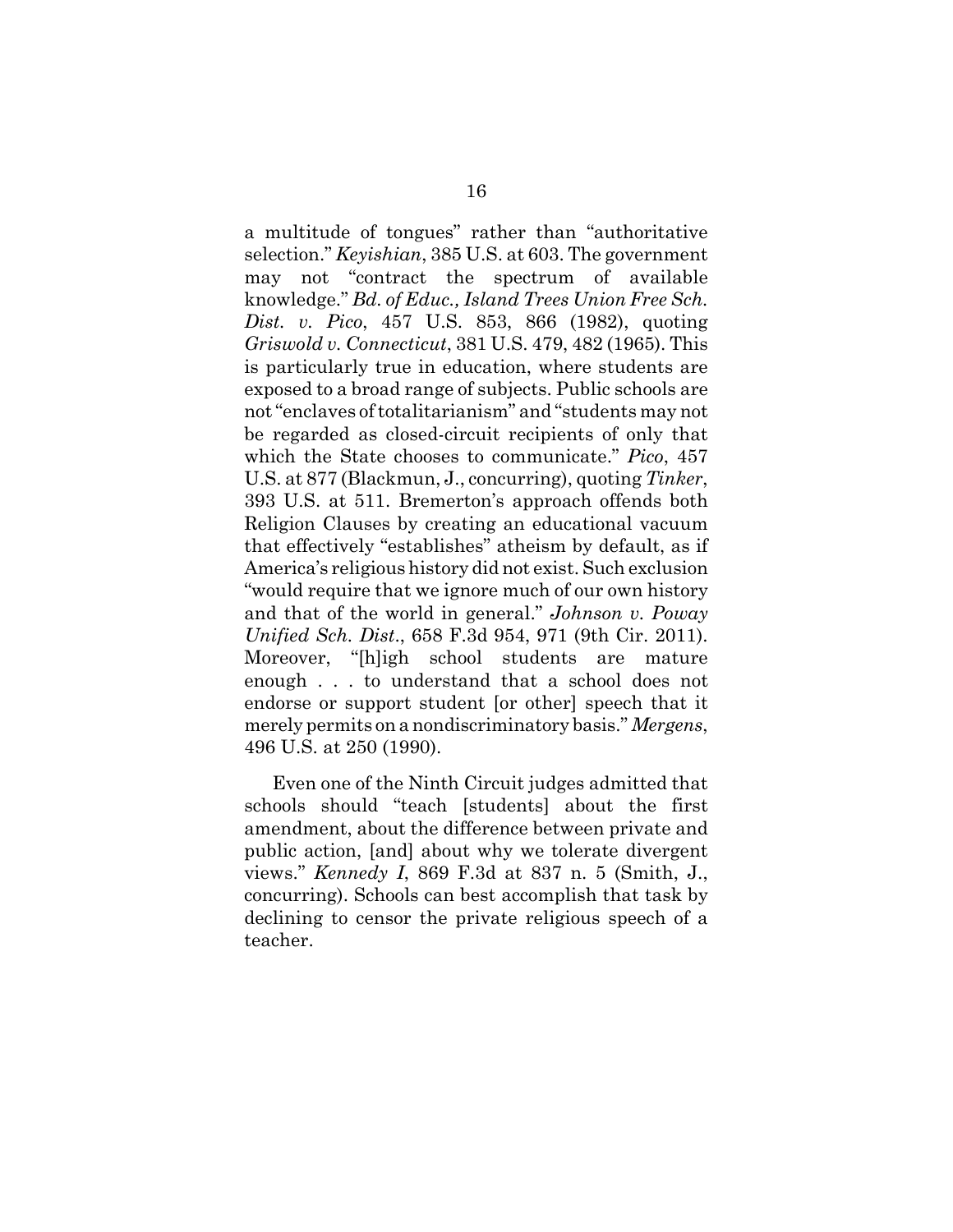a multitude of tongues" rather than "authoritative selection." *Keyishian*, 385 U.S. at 603. The government may not "contract the spectrum of available knowledge." *Bd. of Educ., Island Trees Union Free Sch. Dist. v. Pico*, 457 U.S. 853, 866 (1982), quoting *Griswold v. Connecticut*, 381 U.S. 479, 482 (1965). This is particularly true in education, where students are exposed to a broad range of subjects. Public schools are not "enclaves of totalitarianism" and "students may not be regarded as closed-circuit recipients of only that which the State chooses to communicate." *Pico*, 457 U.S. at 877 (Blackmun, J., concurring), quoting *Tinker*, 393 U.S. at 511. Bremerton's approach offends both Religion Clauses by creating an educational vacuum that effectively "establishes" atheism by default, as if America's religious history did not exist. Such exclusion "would require that we ignore much of our own history and that of the world in general." *Johnson v. Poway Unified Sch. Dist.*, 658 F.3d 954, 971 (9th Cir. 2011). Moreover, "[h]igh school students are mature enough . . . to understand that a school does not endorse or support student [or other] speech that it merely permits on a nondiscriminatory basis." *Mergens*, 496 U.S. at 250 (1990).

Even one of the Ninth Circuit judges admitted that schools should "teach [students] about the first amendment, about the difference between private and public action, [and] about why we tolerate divergent views." *Kennedy I*, 869 F.3d at 837 n. 5 (Smith, J., concurring). Schools can best accomplish that task by declining to censor the private religious speech of a teacher.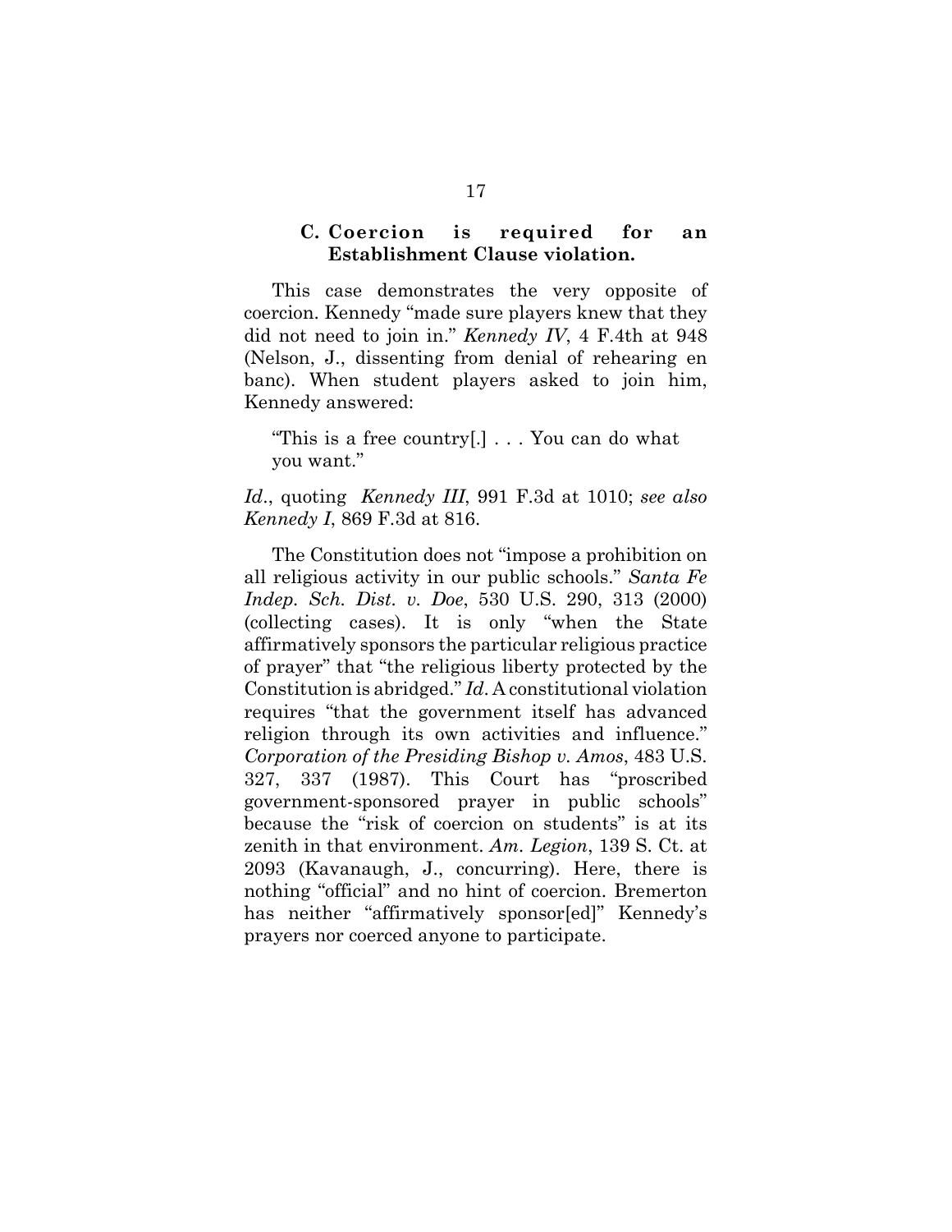### C. Coercion is required for an Establishment Clause violation.

This case demonstrates the very opposite of coercion. Kennedy "made sure players knew that they did not need to join in." *Kennedy IV*, 4 F.4th at 948 (Nelson, J., dissenting from denial of rehearing en banc). When student players asked to join him, Kennedy answered:

> "This is a free country[.] . . . You can do what you want."

*Id*., quoting *Kennedy III*, 991 F.3d at 1010; *see also Kennedy I*, 869 F.3d at 816.

The Constitution does not "impose a prohibition on all religious activity in our public schools." *Santa Fe Indep. Sch. Dist. v. Doe*, 530 U.S. 290, 313 (2000) (collecting cases). It is only "when the State affirmatively sponsors the particular religious practice of prayer" that "the religious liberty protected by the Constitution is abridged." *Id*. A constitutional violation requires "that the government itself has advanced religion through its own activities and influence." *Corporation of the Presiding Bishop v. Amos*, 483 U.S. 327, 337 (1987). This Court has "proscribed government-sponsored prayer in public schools" because the "risk of coercion on students" is at its zenith in that environment. *Am. Legion*, 139 S. Ct. at 2093 (Kavanaugh, J., concurring). Here, there is nothing "official" and no hint of coercion. Bremerton has neither "affirmatively sponsor[ed]" Kennedy's prayers nor coerced anyone to participate.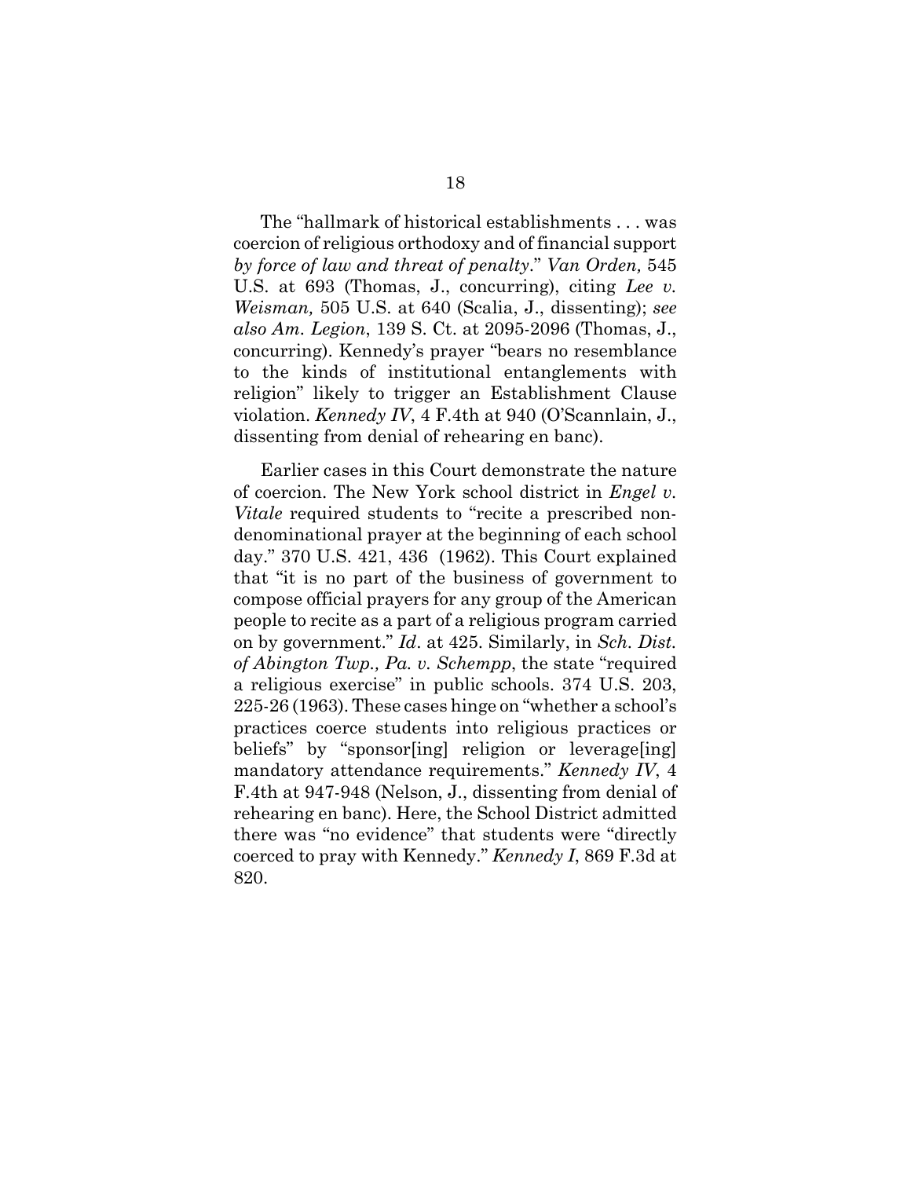The "hallmark of historical establishments . . . was coercion of religious orthodoxy and of financial support *by force of law and threat of penalty*." *Van Orden,* 545 U.S. at 693 (Thomas, J., concurring), citing *Lee v. Weisman,* 505 U.S. at 640 (Scalia, J., dissenting); *see also Am. Legion*, 139 S. Ct. at 2095-2096 (Thomas, J., concurring). Kennedy's prayer "bears no resemblance to the kinds of institutional entanglements with religion" likely to trigger an Establishment Clause violation. *Kennedy IV*, 4 F.4th at 940 (O'Scannlain, J., dissenting from denial of rehearing en banc).

Earlier cases in this Court demonstrate the nature of coercion. The New York school district in *Engel v. Vitale* required students to "recite a prescribed non-denominational prayer at the beginning of each school day." 370 U.S. 421, 436 (1962). This Court explained that "it is no part of the business of government to compose official prayers for any group of the American people to recite as a part of a religious program carried on by government." *Id*. at 425. Similarly, in *Sch. Dist. of Abington Twp., Pa. v. Schempp*, the state "required a religious exercise" in public schools. 374 U.S. 203, 225-26 (1963). These cases hinge on "whether a school's practices coerce students into religious practices or beliefs" by "sponsor[ing] religion or leverage[ing] mandatory attendance requirements." *Kennedy IV*, 4 F.4th at 947-948 (Nelson, J., dissenting from denial of rehearing en banc). Here, the School District admitted there was "no evidence" that students were "directly coerced to pray with Kennedy." *Kennedy I*, 869 F.3d at 820.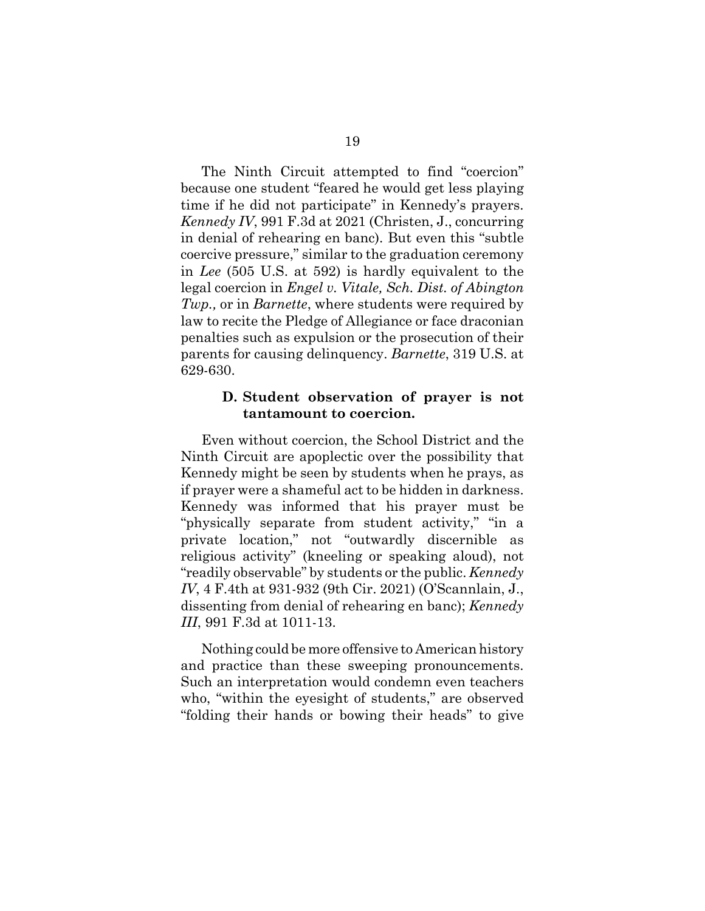The Ninth Circuit attempted to find "coercion" because one student "feared he would get less playing time if he did not participate" in Kennedy's prayers. *Kennedy IV*, 991 F.3d at 2021 (Christen, J., concurring in denial of rehearing en banc). But even this "subtle coercive pressure," similar to the graduation ceremony in *Lee* (505 U.S. at 592) is hardly equivalent to the legal coercion in *Engel v. Vitale, Sch. Dist. of Abington Twp.,* or in *Barnette*, where students were required by law to recite the Pledge of Allegiance or face draconian penalties such as expulsion or the prosecution of their parents for causing delinquency. *Barnette*, 319 U.S. at 629-630.

### D. Student observation of prayer is not tantamount to coercion.

Even without coercion, the School District and the Ninth Circuit are apoplectic over the possibility that Kennedy might be seen by students when he prays, as if prayer were a shameful act to be hidden in darkness. Kennedy was informed that his prayer must be "physically separate from student activity," "in a private location," not "outwardly discernible as religious activity" (kneeling or speaking aloud), not "readily observable" by students or the public. *Kennedy IV*, 4 F.4th at 931-932 (9th Cir. 2021) (O'Scannlain, J., dissenting from denial of rehearing en banc); *Kennedy III*, 991 F.3d at 1011-13.

Nothing could be more offensive to American history and practice than these sweeping pronouncements. Such an interpretation would condemn even teachers who, "within the eyesight of students," are observed "folding their hands or bowing their heads" to give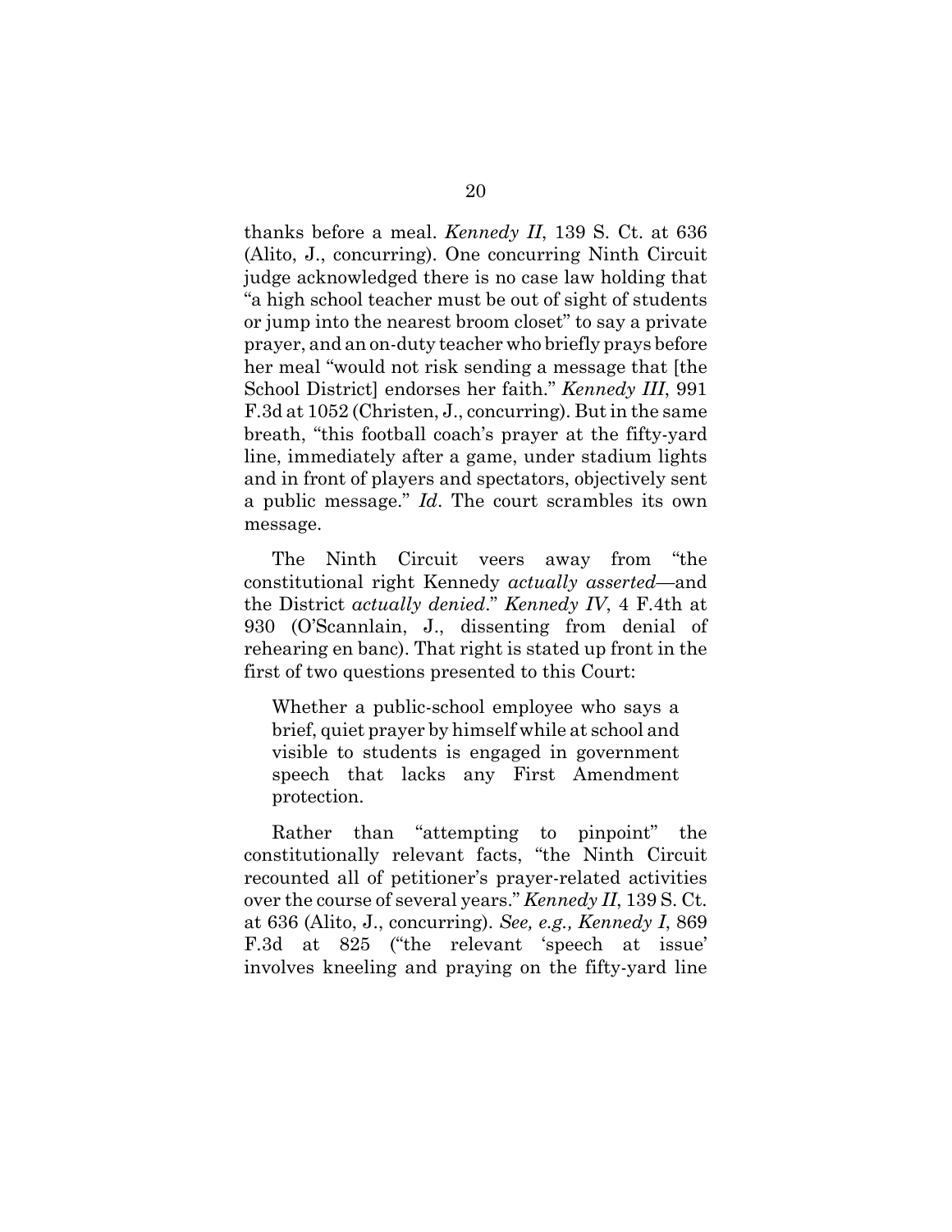thanks before a meal. *Kennedy II*, 139 S. Ct. at 636 (Alito, J., concurring). One concurring Ninth Circuit judge acknowledged there is no case law holding that "a high school teacher must be out of sight of students or jump into the nearest broom closet" to say a private prayer, and an on-duty teacher who briefly prays before her meal "would not risk sending a message that [the School District] endorses her faith." *Kennedy III*, 991 F.3d at 1052 (Christen, J., concurring). But in the same breath, "this football coach's prayer at the fifty-yard line, immediately after a game, under stadium lights and in front of players and spectators, objectively sent a public message." *Id*. The court scrambles its own message.

The Ninth Circuit veers away from "the constitutional right Kennedy *actually asserted*—and the District *actually denied*." *Kennedy IV*, 4 F.4th at 930 (O'Scannlain, J., dissenting from denial of rehearing en banc). That right is stated up front in the first of two questions presented to this Court:

> Whether a public-school employee who says a brief, quiet prayer by himself while at school and visible to students is engaged in government speech that lacks any First Amendment protection.

Rather than "attempting to pinpoint" the constitutionally relevant facts, "the Ninth Circuit recounted all of petitioner's prayer-related activities over the course of several years." *Kennedy II*, 139 S. Ct. at 636 (Alito, J., concurring). *See, e.g., Kennedy I*, 869 F.3d at 825 ("the relevant 'speech at issue' involves kneeling and praying on the fifty-yard line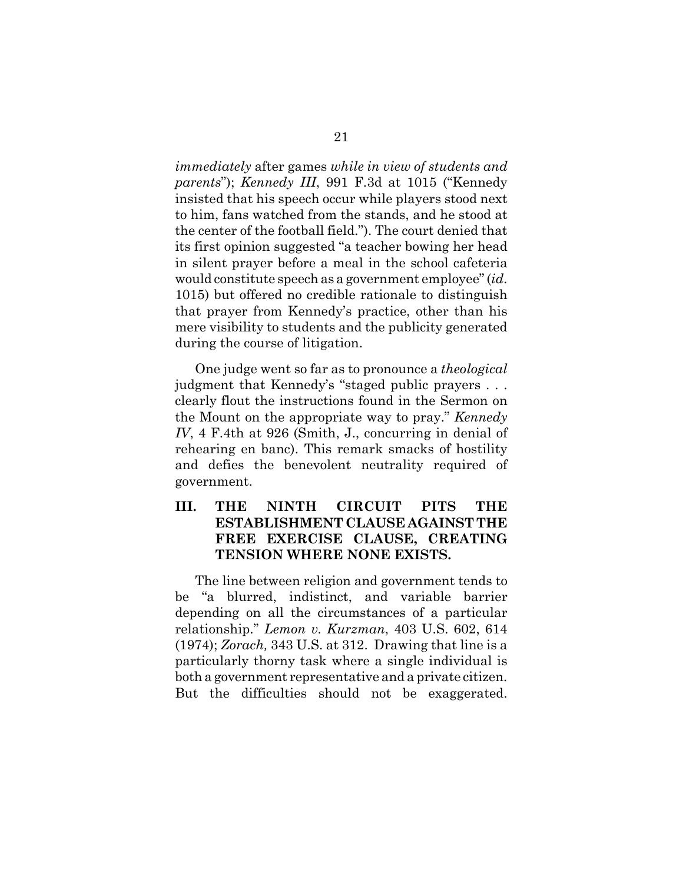*immediately* after games *while in view of students and parents*"); *Kennedy III*, 991 F.3d at 1015 ("Kennedy insisted that his speech occur while players stood next to him, fans watched from the stands, and he stood at the center of the football field."). The court denied that its first opinion suggested "a teacher bowing her head in silent prayer before a meal in the school cafeteria would constitute speech as a government employee" (*id*. 1015) but offered no credible rationale to distinguish that prayer from Kennedy's practice, other than his mere visibility to students and the publicity generated during the course of litigation.

One judge went so far as to pronounce a *theological* judgment that Kennedy's "staged public prayers . . . clearly flout the instructions found in the Sermon on the Mount on the appropriate way to pray." *Kennedy IV*, 4 F.4th at 926 (Smith, J., concurring in denial of rehearing en banc). This remark smacks of hostility and defies the benevolent neutrality required of government.

## III. THE NINTH CIRCUIT PITS THE ESTABLISHMENT CLAUSE AGAINST THE FREE EXERCISE CLAUSE, CREATING TENSION WHERE NONE EXISTS.

The line between religion and government tends to be "a blurred, indistinct, and variable barrier depending on all the circumstances of a particular relationship." *Lemon v. Kurzman*, 403 U.S. 602, 614 (1974); *Zorach,* 343 U.S. at 312. Drawing that line is a particularly thorny task where a single individual is both a government representative and a private citizen. But the difficulties should not be exaggerated.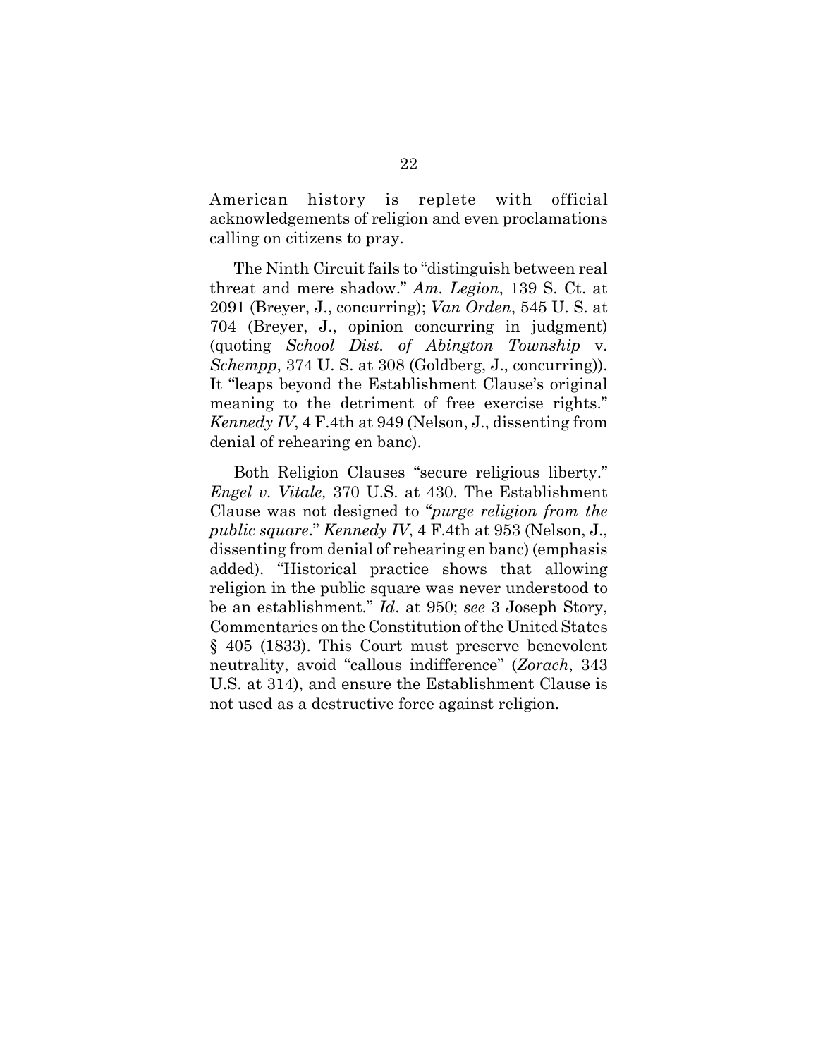American history is replete with official acknowledgements of religion and even proclamations calling on citizens to pray.

The Ninth Circuit fails to "distinguish between real threat and mere shadow." *Am. Legion*, 139 S. Ct. at 2091 (Breyer, J., concurring); *Van Orden*, 545 U. S. at 704 (Breyer, J., opinion concurring in judgment) (quoting *School Dist. of Abington Township* v. *Schempp*, 374 U. S. at 308 (Goldberg, J., concurring)). It "leaps beyond the Establishment Clause's original meaning to the detriment of free exercise rights." *Kennedy IV*, 4 F.4th at 949 (Nelson, J., dissenting from denial of rehearing en banc).

Both Religion Clauses "secure religious liberty." *Engel v. Vitale,* 370 U.S. at 430. The Establishment Clause was not designed to "*purge religion from the public square*." *Kennedy IV*, 4 F.4th at 953 (Nelson, J., dissenting from denial of rehearing en banc) (emphasis added). "Historical practice shows that allowing religion in the public square was never understood to be an establishment." *Id*. at 950; *see* 3 Joseph Story, Commentaries on the Constitution of the United States § 405 (1833). This Court must preserve benevolent neutrality, avoid "callous indifference" (*Zorach*, 343 U.S. at 314), and ensure the Establishment Clause is not used as a destructive force against religion.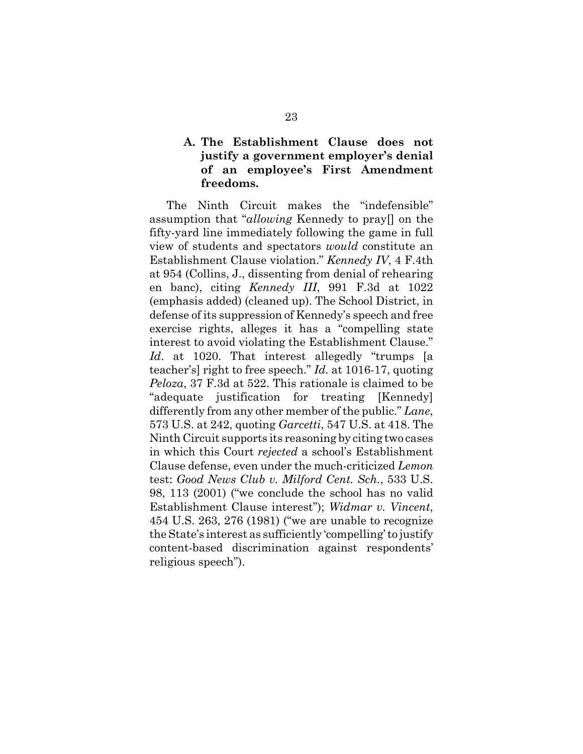### A. The Establishment Clause does not justify a government employer's denial of an employee's First Amendment freedoms.

The Ninth Circuit makes the "indefensible" assumption that "*allowing* Kennedy to pray[] on the fifty-yard line immediately following the game in full view of students and spectators *would* constitute an Establishment Clause violation." *Kennedy IV*, 4 F.4th at 954 (Collins, J., dissenting from denial of rehearing en banc), citing *Kennedy III*, 991 F.3d at 1022 (emphasis added) (cleaned up). The School District, in defense of its suppression of Kennedy's speech and free exercise rights, alleges it has a "compelling state interest to avoid violating the Establishment Clause." *Id*. at 1020. That interest allegedly "trumps [a teacher's] right to free speech." *Id.* at 1016-17, quoting *Peloza*, 37 F.3d at 522. This rationale is claimed to be "adequate justification for treating [Kennedy] differently from any other member of the public." *Lane*, 573 U.S. at 242, quoting *Garcetti*, 547 U.S. at 418. The Ninth Circuit supports its reasoning by citing two cases in which this Court *rejected* a school's Establishment Clause defense, even under the much-criticized *Lemon* test: *Good News Club v. Milford Cent. Sch.*, 533 U.S. 98, 113 (2001) ("we conclude the school has no valid Establishment Clause interest"); *Widmar v. Vincent*, 454 U.S. 263, 276 (1981) ("we are unable to recognize the State's interest as sufficiently 'compelling' to justify content-based discrimination against respondents' religious speech").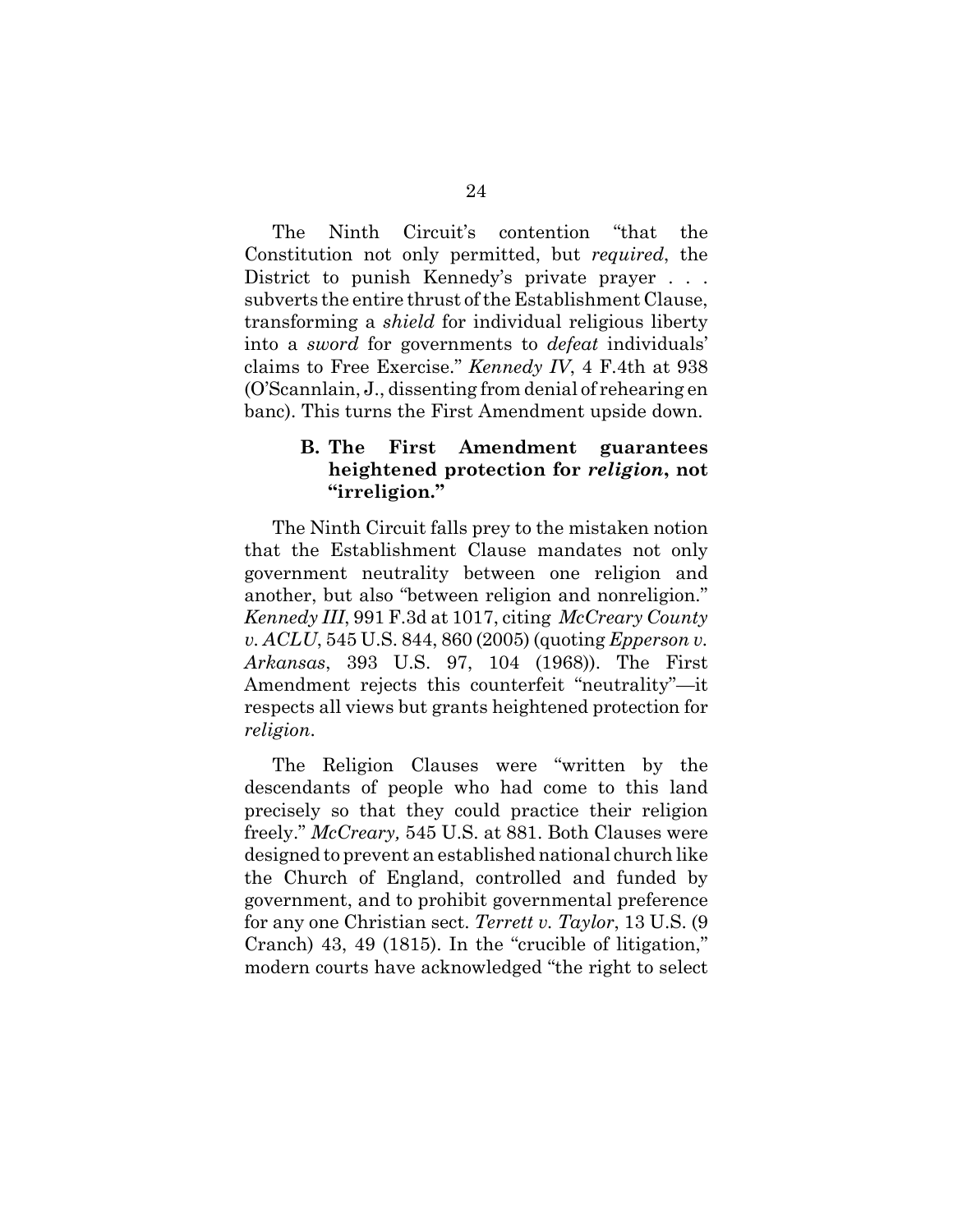The Ninth Circuit's contention "that the Constitution not only permitted, but *required*, the District to punish Kennedy's private prayer . . . subverts the entire thrust of the Establishment Clause, transforming a *shield* for individual religious liberty into a *sword* for governments to *defeat* individuals' claims to Free Exercise." *Kennedy IV*, 4 F.4th at 938 (O'Scannlain, J., dissenting from denial of rehearing en banc). This turns the First Amendment upside down.

### B. The First Amendment guarantees heightened protection for *religion*, not "irreligion."

The Ninth Circuit falls prey to the mistaken notion that the Establishment Clause mandates not only government neutrality between one religion and another, but also "between religion and nonreligion." *Kennedy III*, 991 F.3d at 1017, citing *McCreary County v. ACLU*, 545 U.S. 844, 860 (2005) (quoting *Epperson v. Arkansas*, 393 U.S. 97, 104 (1968)). The First Amendment rejects this counterfeit "neutrality"—it respects all views but grants heightened protection for *religion*.

The Religion Clauses were "written by the descendants of people who had come to this land precisely so that they could practice their religion freely." *McCreary,* 545 U.S. at 881. Both Clauses were designed to prevent an established national church like the Church of England, controlled and funded by government, and to prohibit governmental preference for any one Christian sect. *Terrett v. Taylor*, 13 U.S. (9 Cranch) 43, 49 (1815). In the "crucible of litigation," modern courts have acknowledged "the right to select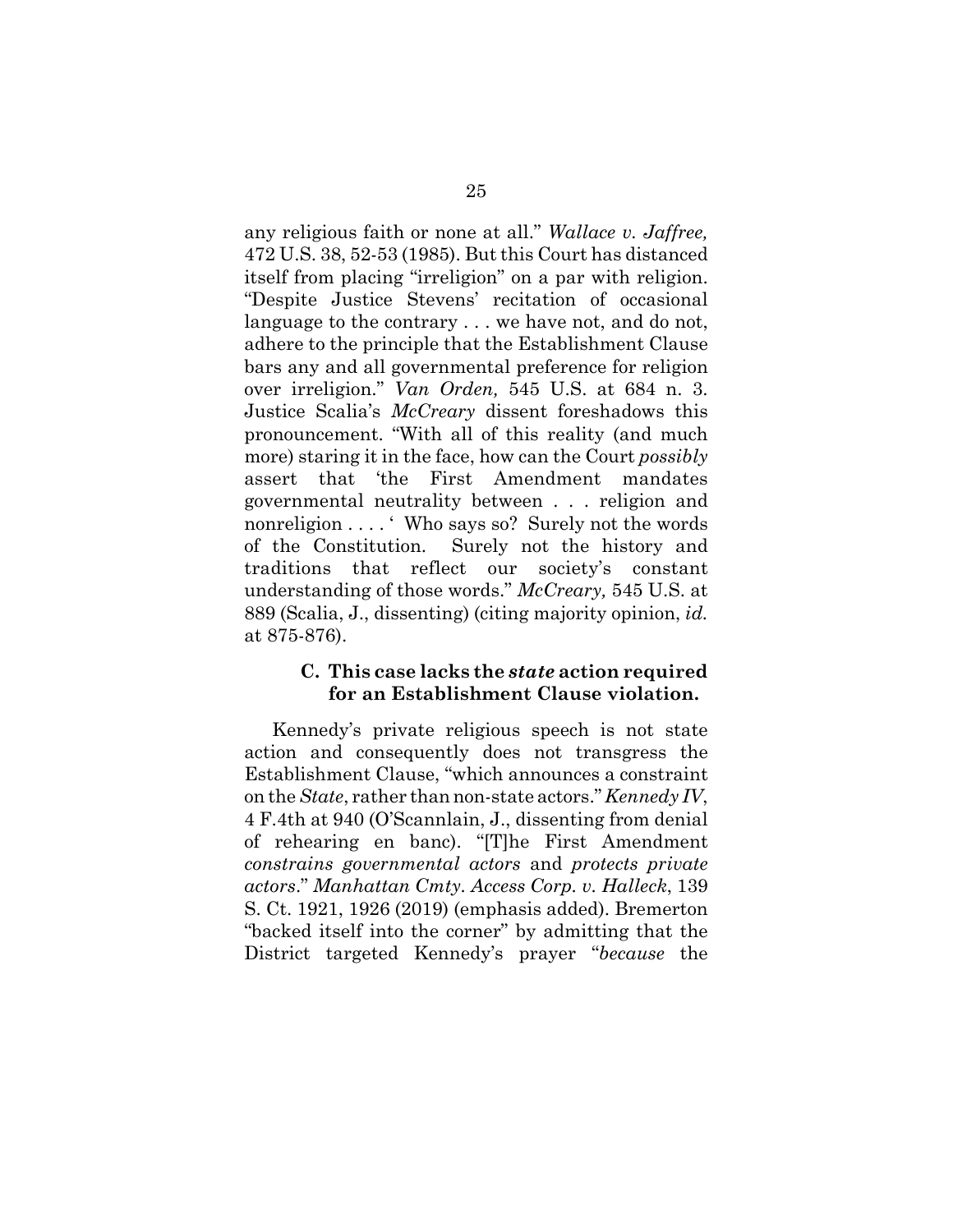any religious faith or none at all." *Wallace v. Jaffree,* 472 U.S. 38, 52-53 (1985). But this Court has distanced itself from placing "irreligion" on a par with religion. "Despite Justice Stevens' recitation of occasional language to the contrary . . . we have not, and do not, adhere to the principle that the Establishment Clause bars any and all governmental preference for religion over irreligion." *Van Orden,* 545 U.S. at 684 n. 3. Justice Scalia's *McCreary* dissent foreshadows this pronouncement. "With all of this reality (and much more) staring it in the face, how can the Court *possibly* assert that 'the First Amendment mandates governmental neutrality between . . . religion and nonreligion . . . . ' Who says so? Surely not the words of the Constitution. Surely not the history and traditions that reflect our society's constant understanding of those words." *McCreary,* 545 U.S. at 889 (Scalia, J., dissenting) (citing majority opinion, *id.* at 875-876).

### C. This case lacks the *state* action required for an Establishment Clause violation.

Kennedy's private religious speech is not state action and consequently does not transgress the Establishment Clause, "which announces a constraint on the *State*, rather than non-state actors." *Kennedy IV*, 4 F.4th at 940 (O'Scannlain, J., dissenting from denial of rehearing en banc). "[T]he First Amendment *constrains governmental actors* and *protects private actors*." *Manhattan Cmty. Access Corp. v. Halleck*, 139 S. Ct. 1921, 1926 (2019) (emphasis added). Bremerton "backed itself into the corner" by admitting that the District targeted Kennedy's prayer "*because* the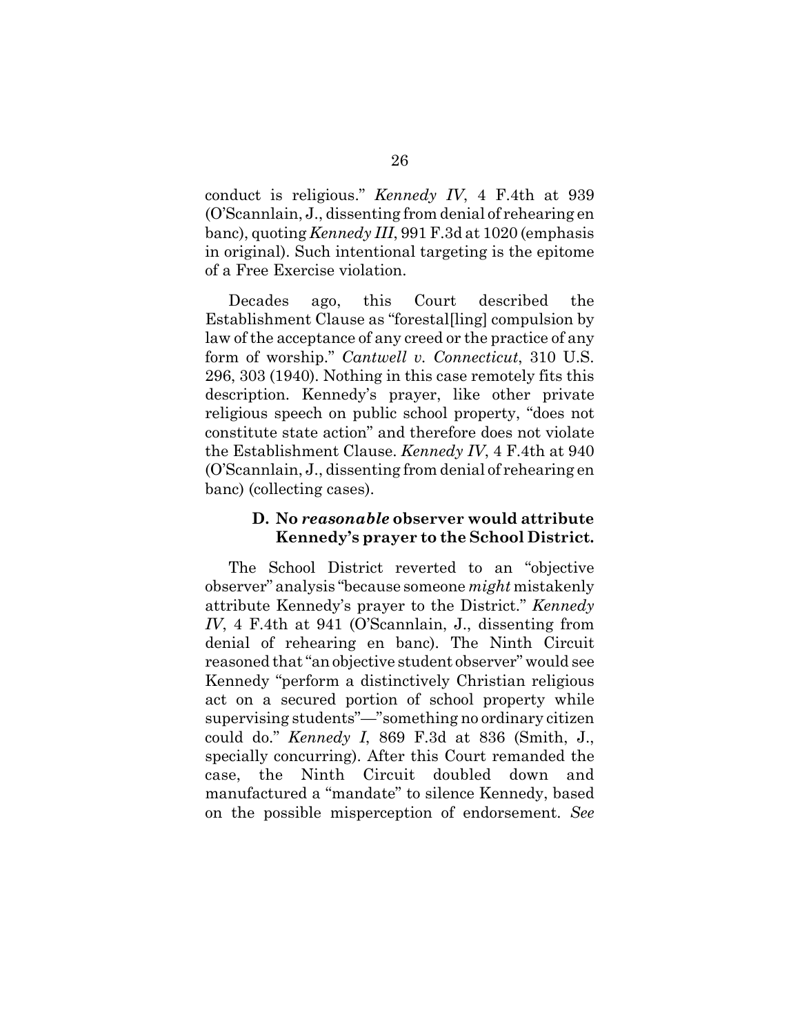conduct is religious." *Kennedy IV*, 4 F.4th at 939 (O'Scannlain, J., dissenting from denial of rehearing en banc), quoting *Kennedy III*, 991 F.3d at 1020 (emphasis in original). Such intentional targeting is the epitome of a Free Exercise violation.

Decades ago, this Court described the Establishment Clause as "forestal[ling] compulsion by law of the acceptance of any creed or the practice of any form of worship." *Cantwell v. Connecticut*, 310 U.S. 296, 303 (1940). Nothing in this case remotely fits this description. Kennedy's prayer, like other private religious speech on public school property, "does not constitute state action" and therefore does not violate the Establishment Clause. *Kennedy IV*, 4 F.4th at 940 (O'Scannlain, J., dissenting from denial of rehearing en banc) (collecting cases).

### D. No *reasonable* observer would attribute Kennedy's prayer to the School District.

The School District reverted to an "objective observer" analysis "because someone *might* mistakenly attribute Kennedy's prayer to the District." *Kennedy IV*, 4 F.4th at 941 (O'Scannlain, J., dissenting from denial of rehearing en banc). The Ninth Circuit reasoned that "an objective student observer" would see Kennedy "perform a distinctively Christian religious act on a secured portion of school property while supervising students"—"something no ordinary citizen could do." *Kennedy I*, 869 F.3d at 836 (Smith, J., specially concurring). After this Court remanded the case, the Ninth Circuit doubled down and manufactured a "mandate" to silence Kennedy, based on the possible misperception of endorsement. *See*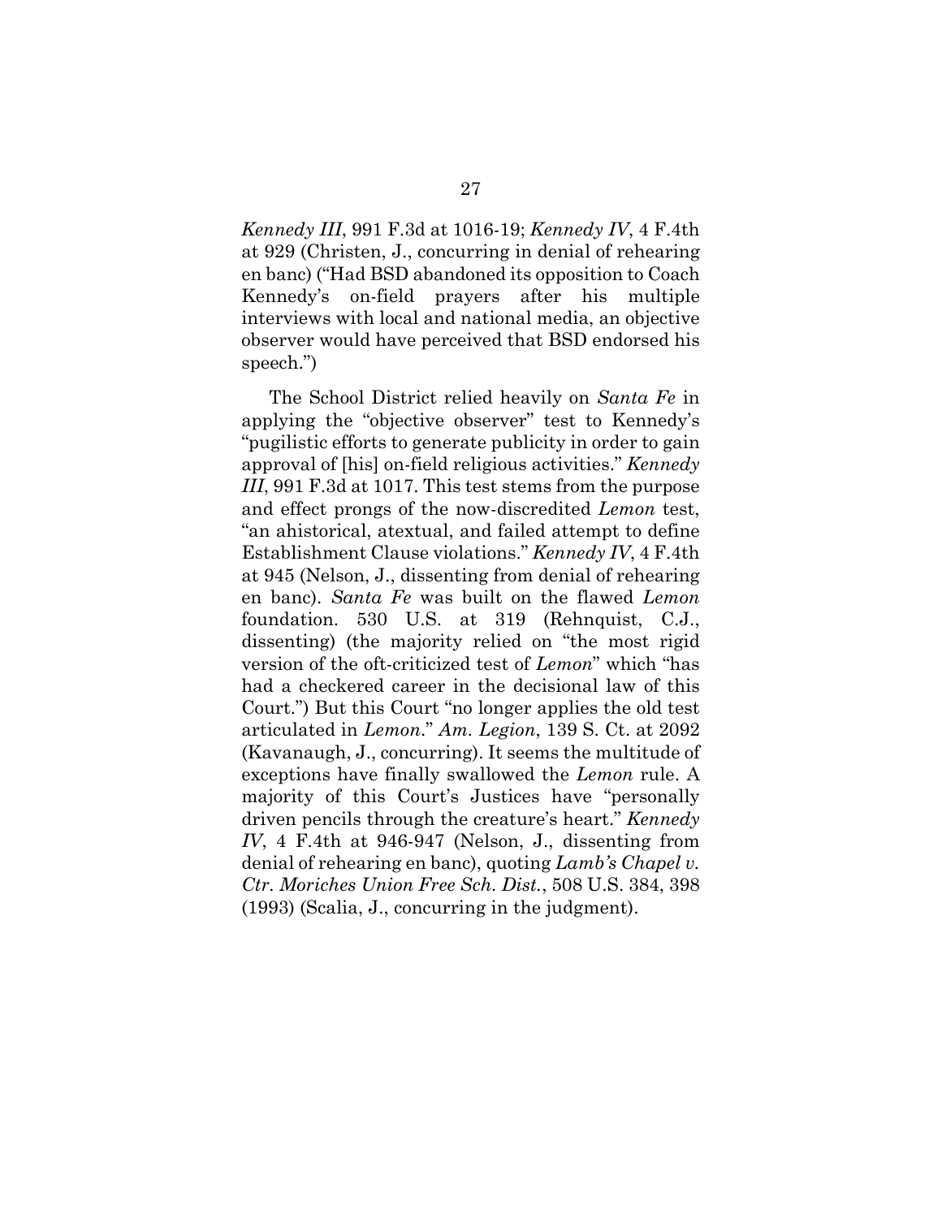*Kennedy III*, 991 F.3d at 1016-19; *Kennedy IV*, 4 F.4th at 929 (Christen, J., concurring in denial of rehearing en banc) ("Had BSD abandoned its opposition to Coach Kennedy's on-field prayers after his multiple interviews with local and national media, an objective observer would have perceived that BSD endorsed his speech.")

The School District relied heavily on *Santa Fe* in applying the "objective observer" test to Kennedy's "pugilistic efforts to generate publicity in order to gain approval of [his] on-field religious activities." *Kennedy III*, 991 F.3d at 1017. This test stems from the purpose and effect prongs of the now-discredited *Lemon* test, "an ahistorical, atextual, and failed attempt to define Establishment Clause violations." *Kennedy IV*, 4 F.4th at 945 (Nelson, J., dissenting from denial of rehearing en banc). *Santa Fe* was built on the flawed *Lemon* foundation. 530 U.S. at 319 (Rehnquist, C.J., dissenting) (the majority relied on "the most rigid version of the oft-criticized test of *Lemon*" which "has had a checkered career in the decisional law of this Court.") But this Court "no longer applies the old test articulated in *Lemon*." *Am. Legion*, 139 S. Ct. at 2092 (Kavanaugh, J., concurring). It seems the multitude of exceptions have finally swallowed the *Lemon* rule. A majority of this Court's Justices have "personally driven pencils through the creature's heart." *Kennedy IV*, 4 F.4th at 946-947 (Nelson, J., dissenting from denial of rehearing en banc), quoting ***Lamb's Chapel v. Ctr. Moriches Union Free Sch. Dist.***, 508 U.S. 384, 398 (1993) (Scalia, J., concurring in the judgment).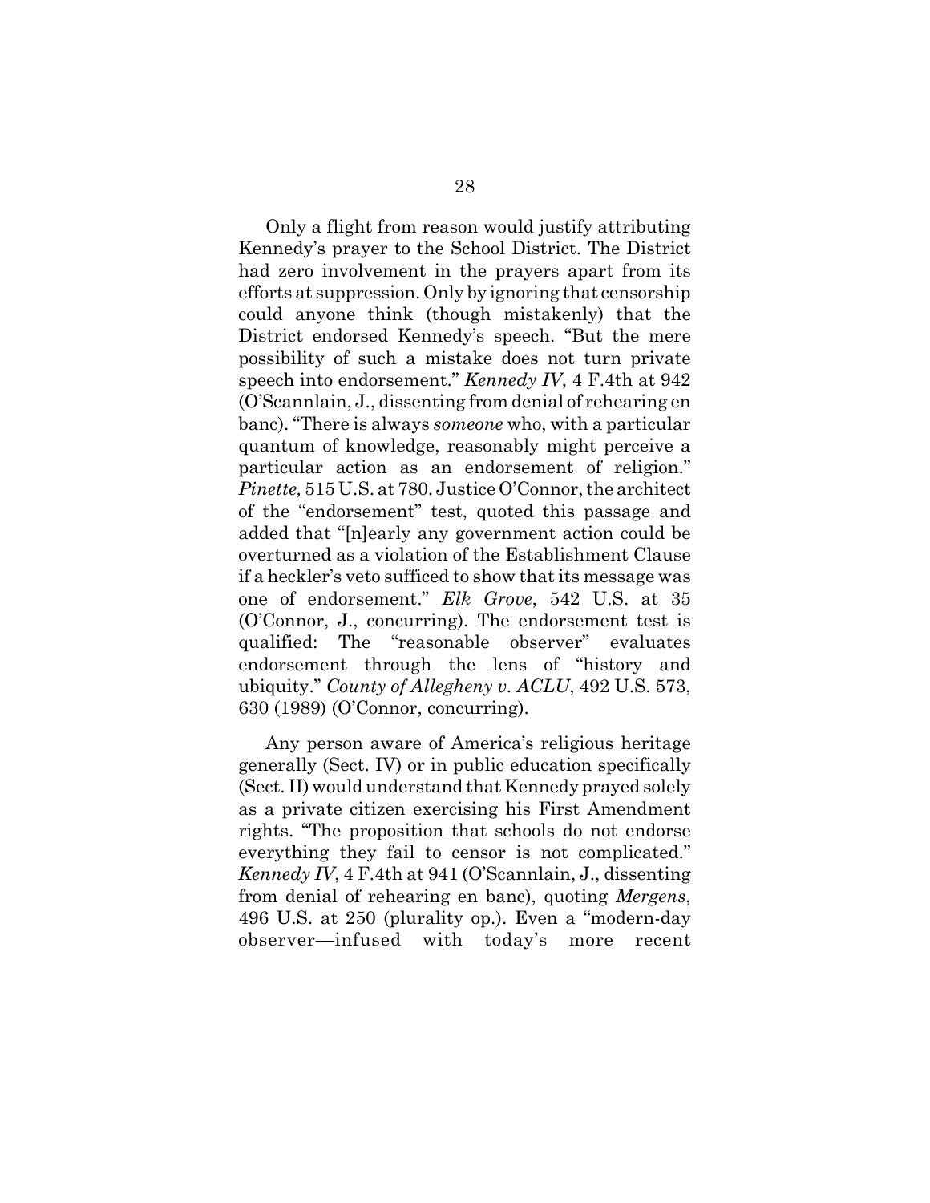Only a flight from reason would justify attributing Kennedy's prayer to the School District. The District had zero involvement in the prayers apart from its efforts at suppression. Only by ignoring that censorship could anyone think (though mistakenly) that the District endorsed Kennedy's speech. "But the mere possibility of such a mistake does not turn private speech into endorsement." *Kennedy IV*, 4 F.4th at 942 (O'Scannlain, J., dissenting from denial of rehearing en banc). "There is always *someone* who, with a particular quantum of knowledge, reasonably might perceive a particular action as an endorsement of religion." *Pinette,* 515 U.S. at 780. Justice O'Connor, the architect of the "endorsement" test, quoted this passage and added that "[n]early any government action could be overturned as a violation of the Establishment Clause if a heckler's veto sufficed to show that its message was one of endorsement." *Elk Grove*, 542 U.S. at 35 (O'Connor, J., concurring). The endorsement test is qualified: The "reasonable observer" evaluates endorsement through the lens of "history and ubiquity." *County of Allegheny v. ACLU*, 492 U.S. 573, 630 (1989) (O'Connor, concurring).

Any person aware of America's religious heritage generally (Sect. IV) or in public education specifically (Sect. II) would understand that Kennedy prayed solely as a private citizen exercising his First Amendment rights. "The proposition that schools do not endorse everything they fail to censor is not complicated." *Kennedy IV*, 4 F.4th at 941 (O'Scannlain, J., dissenting from denial of rehearing en banc), quoting *Mergens*, 496 U.S. at 250 (plurality op.). Even a "modern-day observer—infused with today's more recent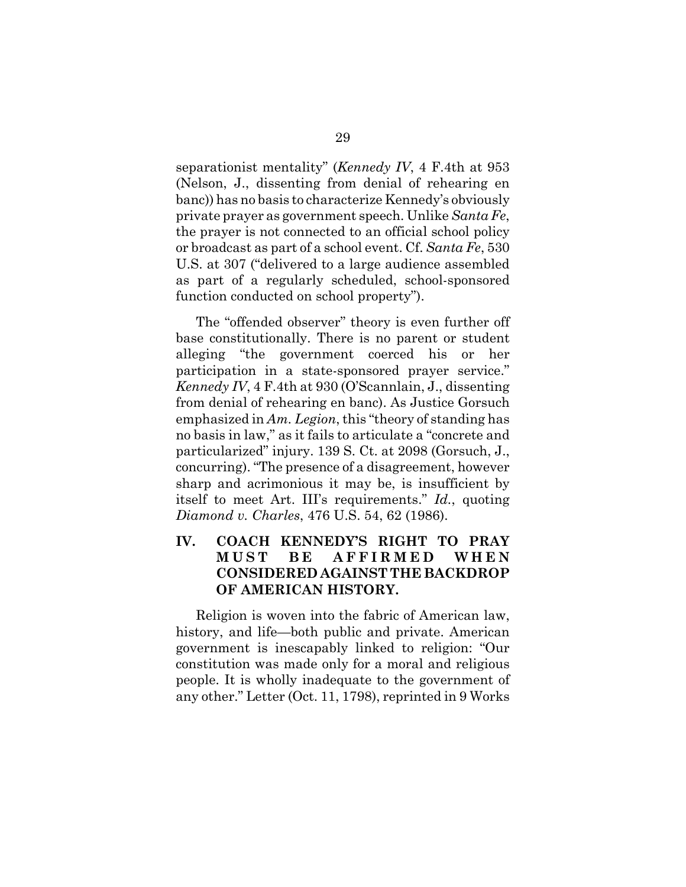separationist mentality" (*Kennedy IV*, 4 F.4th at 953 (Nelson, J., dissenting from denial of rehearing en banc)) has no basis to characterize Kennedy's obviously private prayer as government speech. Unlike *Santa Fe*, the prayer is not connected to an official school policy or broadcast as part of a school event. Cf. *Santa Fe*, 530 U.S. at 307 ("delivered to a large audience assembled as part of a regularly scheduled, school-sponsored function conducted on school property").

The "offended observer" theory is even further off base constitutionally. There is no parent or student alleging "the government coerced his or her participation in a state-sponsored prayer service." *Kennedy IV*, 4 F.4th at 930 (O'Scannlain, J., dissenting from denial of rehearing en banc). As Justice Gorsuch emphasized in *Am. Legion*, this "theory of standing has no basis in law," as it fails to articulate a "concrete and particularized" injury. 139 S. Ct. at 2098 (Gorsuch, J., concurring). "The presence of a disagreement, however sharp and acrimonious it may be, is insufficient by itself to meet Art. III's requirements." *Id.*, quoting *Diamond v. Charles*, 476 U.S. 54, 62 (1986).

## IV. COACH KENNEDY'S RIGHT TO PRAY MUST BE AFFIRMED WHEN CONSIDERED AGAINST THE BACKDROP OF AMERICAN HISTORY.

Religion is woven into the fabric of American law, history, and life—both public and private. American government is inescapably linked to religion: "Our constitution was made only for a moral and religious people. It is wholly inadequate to the government of any other." Letter (Oct. 11, 1798), reprinted in 9 Works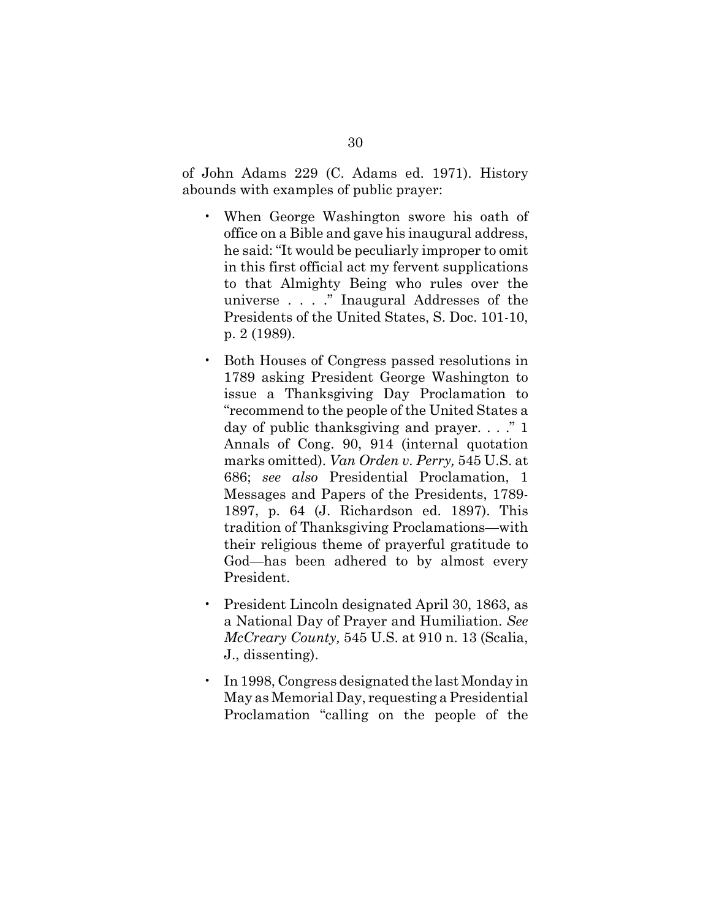of John Adams 229 (C. Adams ed. 1971). History abounds with examples of public prayer:

- When George Washington swore his oath of office on a Bible and gave his inaugural address, he said: "It would be peculiarly improper to omit in this first official act my fervent supplications to that Almighty Being who rules over the universe . . . ." Inaugural Addresses of the Presidents of the United States, S. Doc. 101-10, p. 2 (1989).

- Both Houses of Congress passed resolutions in 1789 asking President George Washington to issue a Thanksgiving Day Proclamation to "recommend to the people of the United States a day of public thanksgiving and prayer. . . ." 1 Annals of Cong. 90, 914 (internal quotation marks omitted). *Van Orden v. Perry,* 545 U.S. at 686; *see also* Presidential Proclamation, 1 Messages and Papers of the Presidents, 1789-1897, p. 64 (J. Richardson ed. 1897). This tradition of Thanksgiving Proclamations—with their religious theme of prayerful gratitude to God—has been adhered to by almost every President.

- President Lincoln designated April 30, 1863, as a National Day of Prayer and Humiliation. *See McCreary County,* 545 U.S. at 910 n. 13 (Scalia, J., dissenting).

- In 1998, Congress designated the last Monday in May as Memorial Day, requesting a Presidential Proclamation "calling on the people of the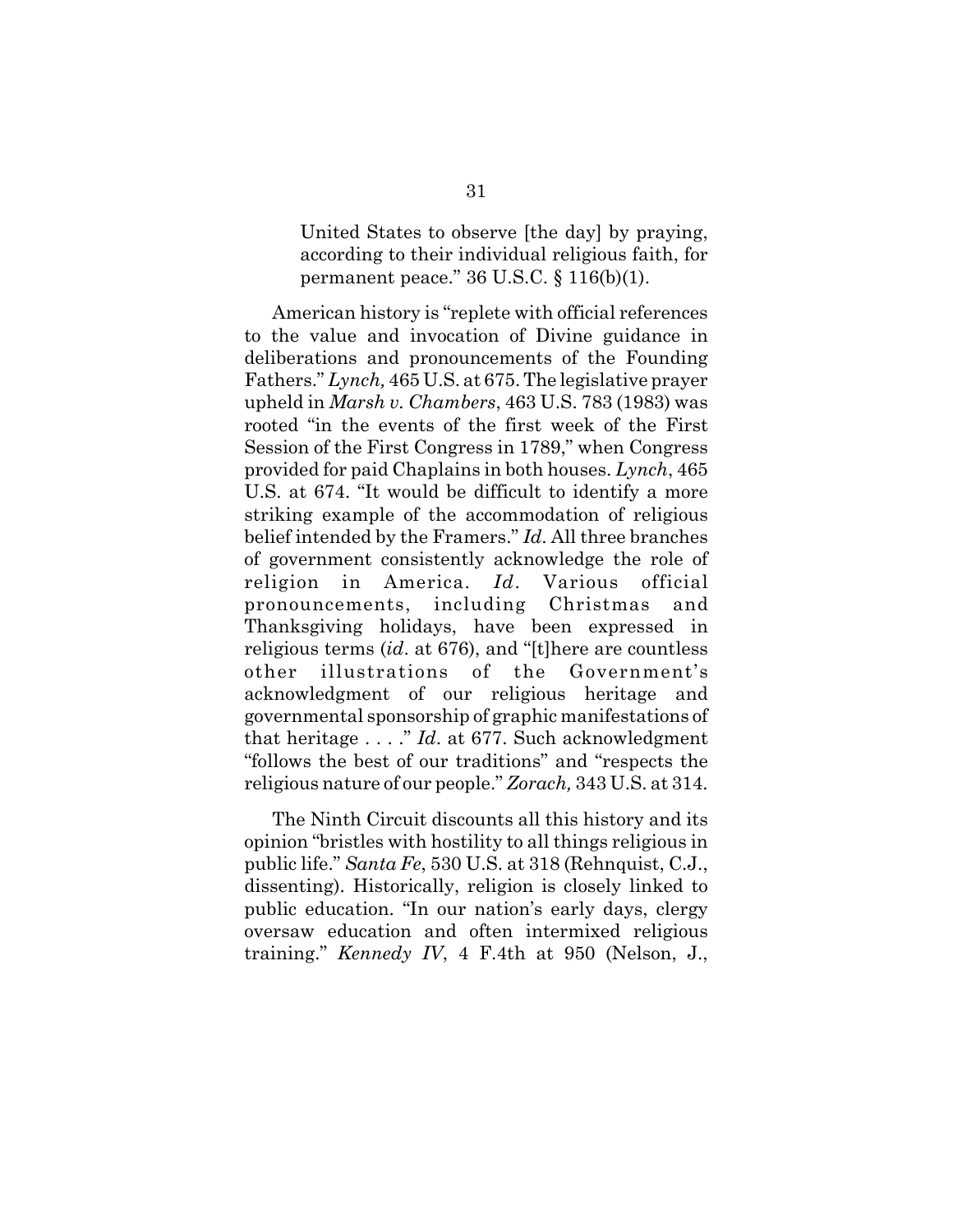> United States to observe [the day] by praying, according to their individual religious faith, for permanent peace." 36 U.S.C. § 116(b)(1).

American history is "replete with official references to the value and invocation of Divine guidance in deliberations and pronouncements of the Founding Fathers." *Lynch,* 465 U.S. at 675. The legislative prayer upheld in *Marsh v. Chambers*, 463 U.S. 783 (1983) was rooted "in the events of the first week of the First Session of the First Congress in 1789," when Congress provided for paid Chaplains in both houses. *Lynch*, 465 U.S. at 674. "It would be difficult to identify a more striking example of the accommodation of religious belief intended by the Framers." *Id*. All three branches of government consistently acknowledge the role of religion in America. *Id*. Various official pronouncements, including Christmas and Thanksgiving holidays, have been expressed in religious terms (*id*. at 676), and "[t]here are countless other illustrations of the Government's acknowledgment of our religious heritage and governmental sponsorship of graphic manifestations of that heritage . . . ." *Id*. at 677. Such acknowledgment "follows the best of our traditions" and "respects the religious nature of our people." *Zorach,* 343 U.S. at 314.

The Ninth Circuit discounts all this history and its opinion "bristles with hostility to all things religious in public life." *Santa Fe*, 530 U.S. at 318 (Rehnquist, C.J., dissenting). Historically, religion is closely linked to public education. "In our nation's early days, clergy oversaw education and often intermixed religious training." *Kennedy IV*, 4 F.4th at 950 (Nelson, J.,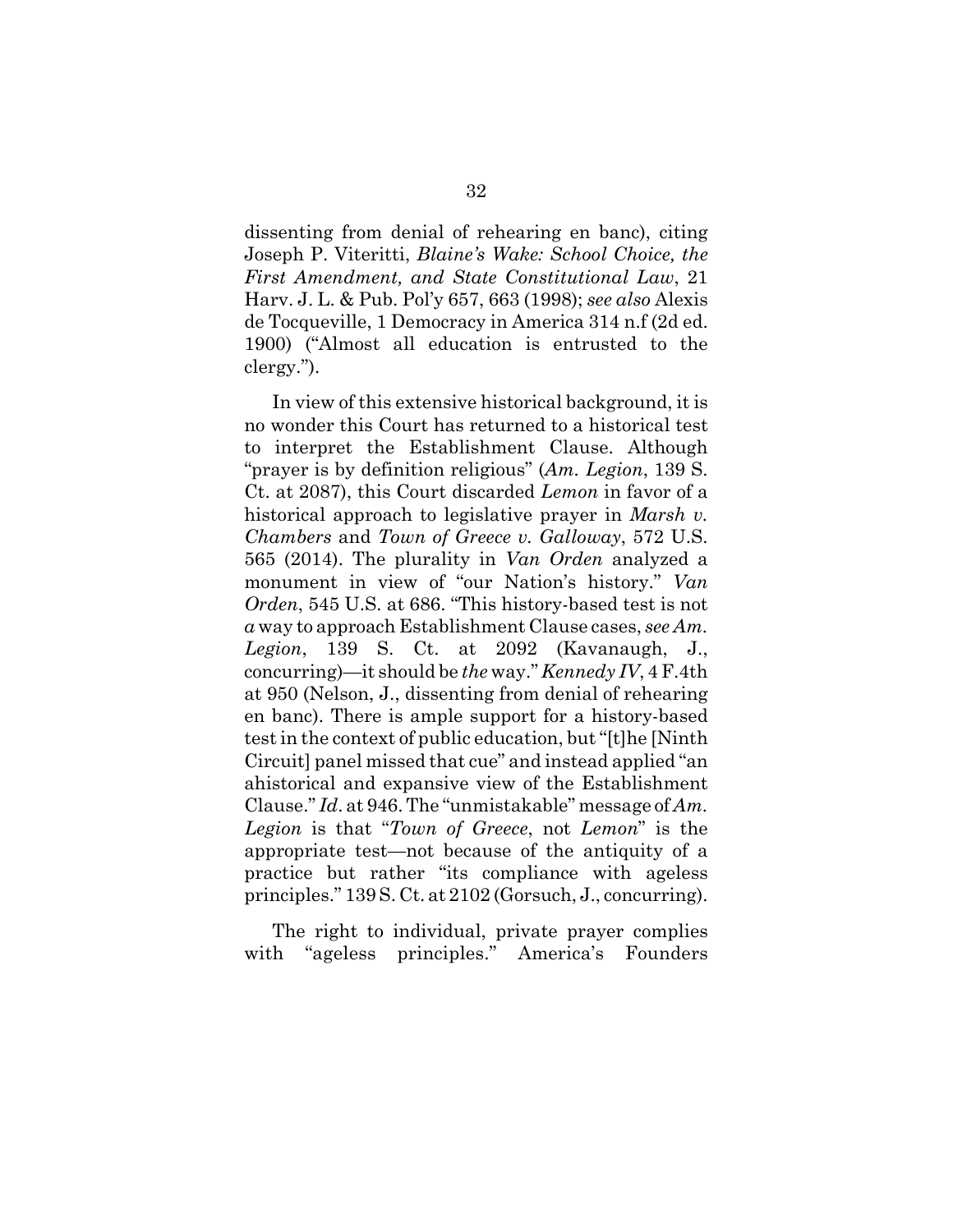dissenting from denial of rehearing en banc), citing Joseph P. Viteritti, *Blaine's Wake: School Choice, the First Amendment, and State Constitutional Law*, 21 Harv. J. L. & Pub. Pol'y 657, 663 (1998); *see also* Alexis de Tocqueville, 1 Democracy in America 314 n.f (2d ed. 1900) ("Almost all education is entrusted to the clergy.").

In view of this extensive historical background, it is no wonder this Court has returned to a historical test to interpret the Establishment Clause. Although "prayer is by definition religious" (*Am. Legion*, 139 S. Ct. at 2087), this Court discarded *Lemon* in favor of a historical approach to legislative prayer in *Marsh v. Chambers* and *Town of Greece v. Galloway*, 572 U.S. 565 (2014). The plurality in *Van Orden* analyzed a monument in view of "our Nation's history." *Van Orden*, 545 U.S. at 686. "This history-based test is not *a* way to approach Establishment Clause cases, *see Am. Legion*, 139 S. Ct. at 2092 (Kavanaugh, J., concurring)—it should be *the* way." *Kennedy IV*, 4 F.4th at 950 (Nelson, J., dissenting from denial of rehearing en banc). There is ample support for a history-based test in the context of public education, but "[t]he [Ninth Circuit] panel missed that cue" and instead applied "an ahistorical and expansive view of the Establishment Clause." *Id*. at 946. The "unmistakable" message of *Am. Legion* is that "*Town of Greece*, not *Lemon*" is the appropriate test—not because of the antiquity of a practice but rather "its compliance with ageless principles." 139 S. Ct. at 2102 (Gorsuch, J., concurring).

The right to individual, private prayer complies with "ageless principles." America's Founders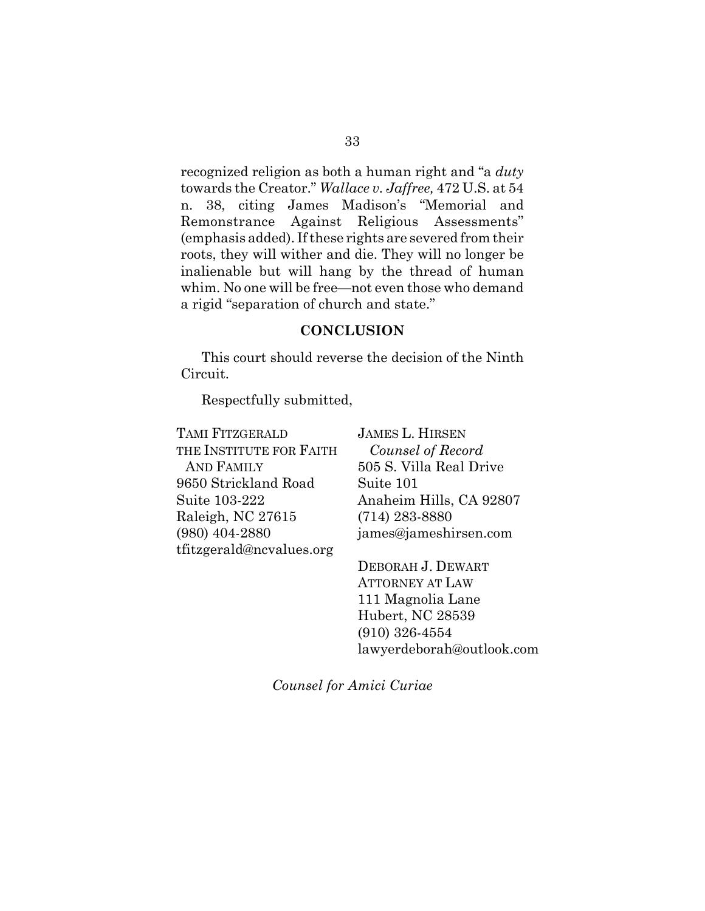recognized religion as both a human right and "a *duty* towards the Creator." *Wallace v. Jaffree,* 472 U.S. at 54 n. 38, citing James Madison's "Memorial and Remonstrance Against Religious Assessments" (emphasis added). If these rights are severed from their roots, they will wither and die. They will no longer be inalienable but will hang by the thread of human whim. No one will be free—not even those who demand a rigid "separation of church and state."

## CONCLUSION

This court should reverse the decision of the Ninth Circuit.

Respectfully submitted,

TAMI FITZGERALD
THE INSTITUTE FOR FAITH AND FAMILY
9650 Strickland Road
Suite 103-222
Raleigh, NC 27615
(980) 404-2880
tfitzgerald@ncvalues.org

JAMES L. HIRSEN
*Counsel of Record*
505 S. Villa Real Drive
Suite 101
Anaheim Hills, CA 92807
(714) 283-8880
james@jameshirsen.com

DEBORAH J. DEWART
ATTORNEY AT LAW
111 Magnolia Lane
Hubert, NC 28539
(910) 326-4554
lawyerdeborah@outlook.com

*Counsel for Amici Curiae*